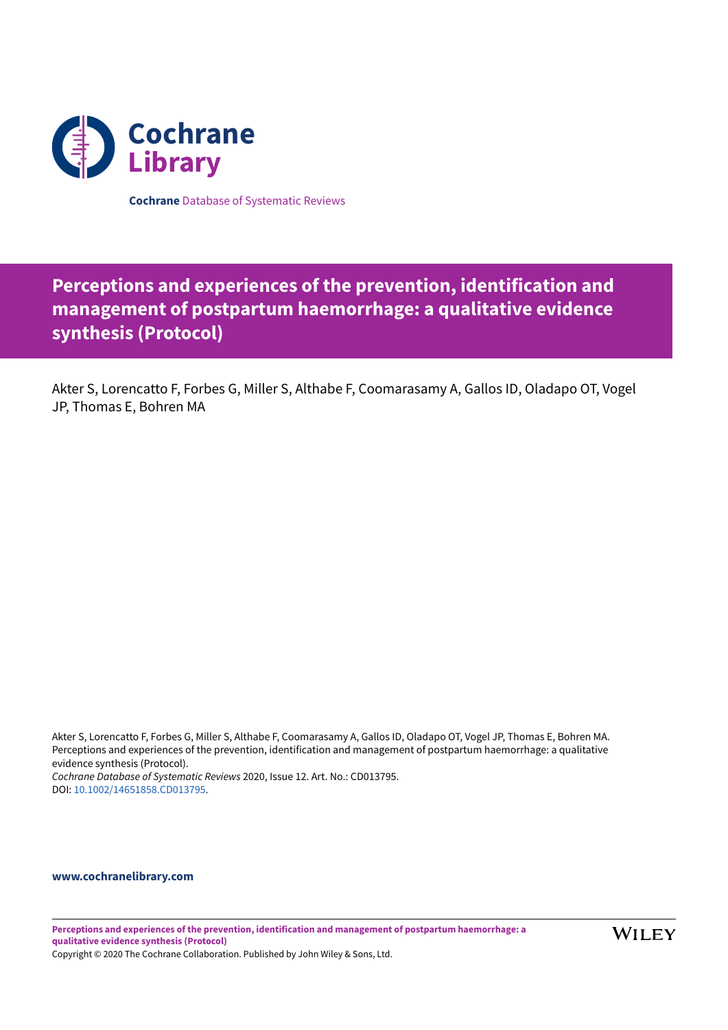**Cochrane** Database of Systematic Reviews

# Perceptions and experiences of the prevention, identification and management of postpartum haemorrhage: a qualitative evidence synthesis (Protocol)

Akter S, Lorencatto F, Forbes G, Miller S, Althabe F, Coomarasamy A, Gallos ID, Oladapo OT, Vogel JP, Thomas E, Bohren MA

Akter S, Lorencatto F, Forbes G, Miller S, Althabe F, Coomarasamy A, Gallos ID, Oladapo OT, Vogel JP, Thomas E, Bohren MA. Perceptions and experiences of the prevention, identification and management of postpartum haemorrhage: a qualitative evidence synthesis (Protocol).
*Cochrane Database of Systematic Reviews* 2020, Issue 12. Art. No.: CD013795.
DOI: 10.1002/14651858.CD013795.

**www.cochranelibrary.com**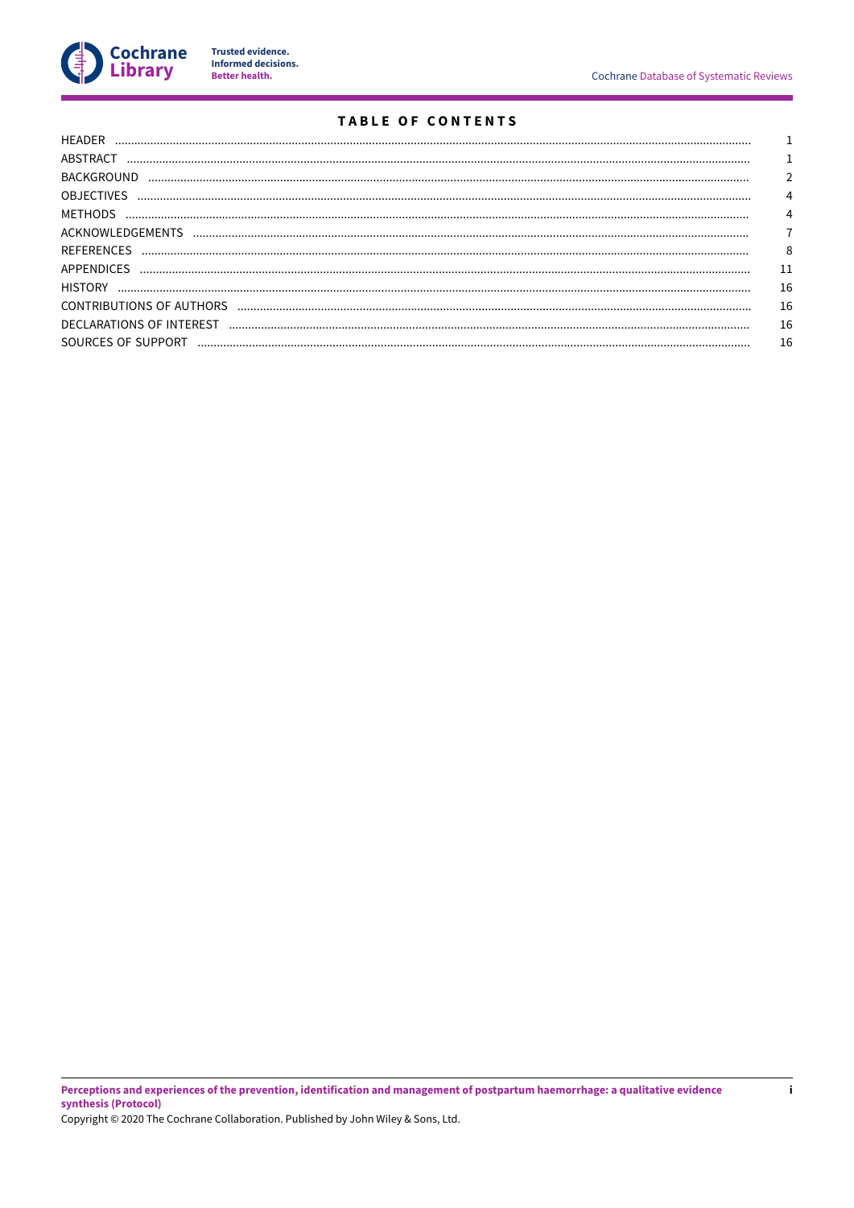# TABLE OF CONTENTS

| | |
|---|---|
| HEADER | 1 |
| ABSTRACT | 1 |
| BACKGROUND | 2 |
| OBJECTIVES | 4 |
| METHODS | 4 |
| ACKNOWLEDGEMENTS | 7 |
| REFERENCES | 8 |
| APPENDICES | 11 |
| HISTORY | 16 |
| CONTRIBUTIONS OF AUTHORS | 16 |
| DECLARATIONS OF INTEREST | 16 |
| SOURCES OF SUPPORT | 16 |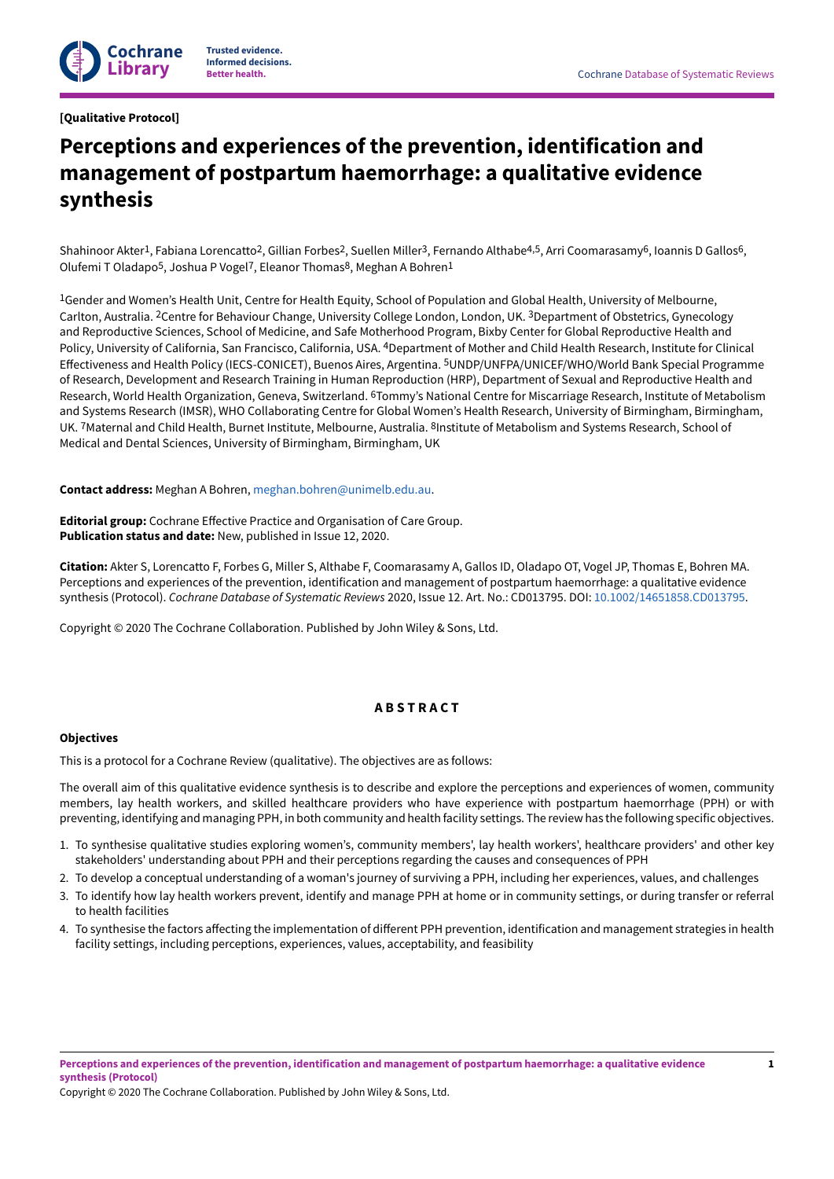[Qualitative Protocol]

# Perceptions and experiences of the prevention, identification and management of postpartum haemorrhage: a qualitative evidence synthesis

Shahinoor Akter[1], Fabiana Lorencatto[2], Gillian Forbes[2], Suellen Miller[3], Fernando Althabe[4,5], Arri Coomarasamy[6], Ioannis D Gallos[6], Olufemi T Oladapo[5], Joshua P Vogel[7], Eleanor Thomas[8], Meghan A Bohren[1]

[1]Gender and Women's Health Unit, Centre for Health Equity, School of Population and Global Health, University of Melbourne, Carlton, Australia. [2]Centre for Behaviour Change, University College London, London, UK. [3]Department of Obstetrics, Gynecology and Reproductive Sciences, School of Medicine, and Safe Motherhood Program, Bixby Center for Global Reproductive Health and Policy, University of California, San Francisco, California, USA. [4]Department of Mother and Child Health Research, Institute for Clinical Effectiveness and Health Policy (IECS-CONICET), Buenos Aires, Argentina. [5]UNDP/UNFPA/UNICEF/WHO/World Bank Special Programme of Research, Development and Research Training in Human Reproduction (HRP), Department of Sexual and Reproductive Health and Research, World Health Organization, Geneva, Switzerland. [6]Tommy's National Centre for Miscarriage Research, Institute of Metabolism and Systems Research (IMSR), WHO Collaborating Centre for Global Women's Health Research, University of Birmingham, Birmingham, UK. [7]Maternal and Child Health, Burnet Institute, Melbourne, Australia. [8]Institute of Metabolism and Systems Research, School of Medical and Dental Sciences, University of Birmingham, Birmingham, UK

**Contact address:** Meghan A Bohren, meghan.bohren@unimelb.edu.au.

**Editorial group:** Cochrane Effective Practice and Organisation of Care Group.
**Publication status and date:** New, published in Issue 12, 2020.

**Citation:** Akter S, Lorencatto F, Forbes G, Miller S, Althabe F, Coomarasamy A, Gallos ID, Oladapo OT, Vogel JP, Thomas E, Bohren MA. Perceptions and experiences of the prevention, identification and management of postpartum haemorrhage: a qualitative evidence synthesis (Protocol). *Cochrane Database of Systematic Reviews* 2020, Issue 12. Art. No.: CD013795. DOI: 10.1002/14651858.CD013795.

Copyright © 2020 The Cochrane Collaboration. Published by John Wiley & Sons, Ltd.

## ABSTRACT

### Objectives

This is a protocol for a Cochrane Review (qualitative). The objectives are as follows:

The overall aim of this qualitative evidence synthesis is to describe and explore the perceptions and experiences of women, community members, lay health workers, and skilled healthcare providers who have experience with postpartum haemorrhage (PPH) or with preventing, identifying and managing PPH, in both community and health facility settings. The review has the following specific objectives.

1. To synthesise qualitative studies exploring women's, community members', lay health workers', healthcare providers' and other key stakeholders' understanding about PPH and their perceptions regarding the causes and consequences of PPH
2. To develop a conceptual understanding of a woman's journey of surviving a PPH, including her experiences, values, and challenges
3. To identify how lay health workers prevent, identify and manage PPH at home or in community settings, or during transfer or referral to health facilities
4. To synthesise the factors affecting the implementation of different PPH prevention, identification and management strategies in health facility settings, including perceptions, experiences, values, acceptability, and feasibility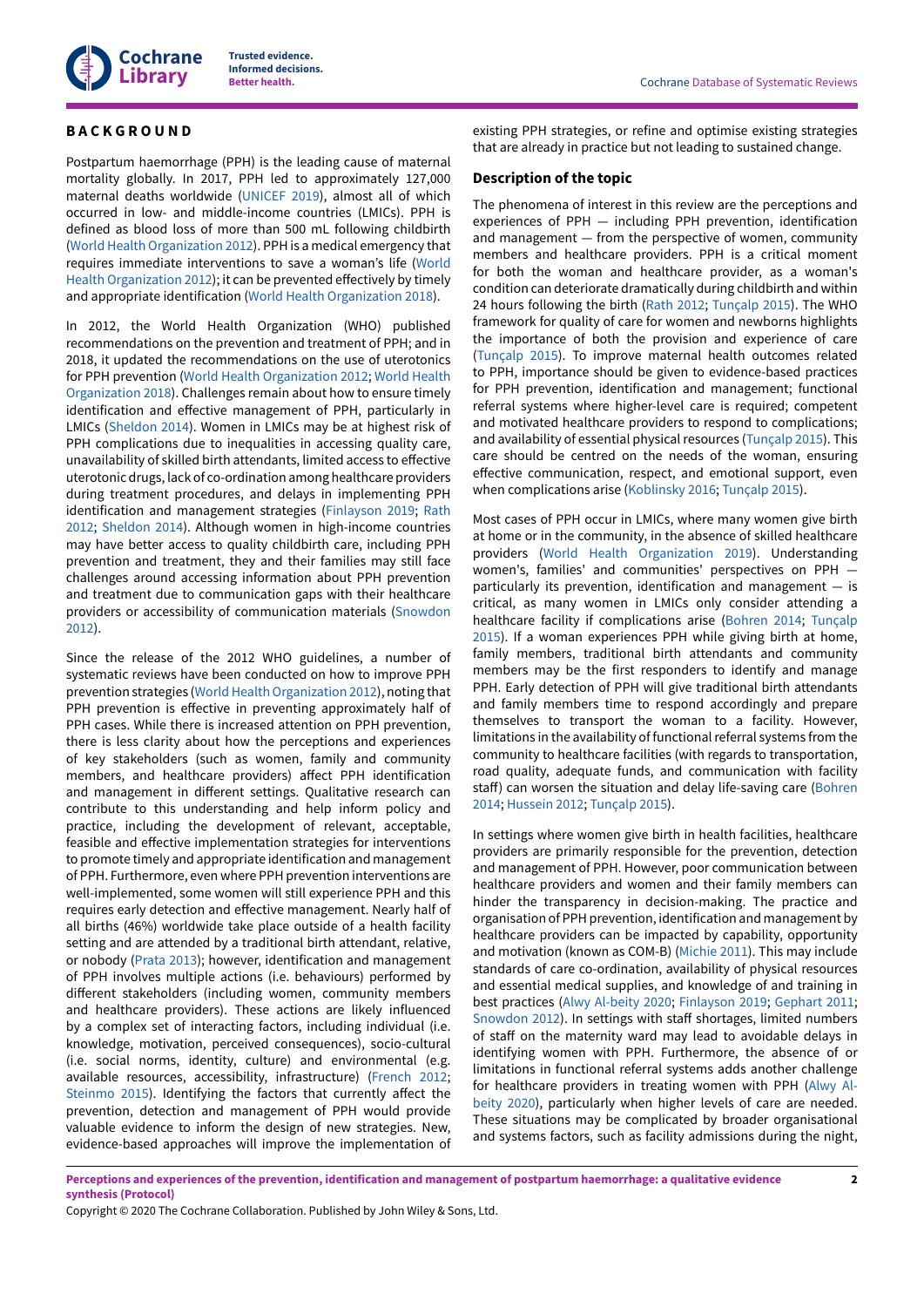# BACKGROUND

Postpartum haemorrhage (PPH) is the leading cause of maternal mortality globally. In 2017, PPH led to approximately 127,000 maternal deaths worldwide (UNICEF 2019), almost all of which occurred in low- and middle-income countries (LMICs). PPH is defined as blood loss of more than 500 mL following childbirth (World Health Organization 2012). PPH is a medical emergency that requires immediate interventions to save a woman's life (World Health Organization 2012); it can be prevented effectively by timely and appropriate identification (World Health Organization 2018).

In 2012, the World Health Organization (WHO) published recommendations on the prevention and treatment of PPH; and in 2018, it updated the recommendations on the use of uterotonics for PPH prevention (World Health Organization 2012; World Health Organization 2018). Challenges remain about how to ensure timely identification and effective management of PPH, particularly in LMICs (Sheldon 2014). Women in LMICs may be at highest risk of PPH complications due to inequalities in accessing quality care, unavailability of skilled birth attendants, limited access to effective uterotonic drugs, lack of co-ordination among healthcare providers during treatment procedures, and delays in implementing PPH identification and management strategies (Finlayson 2019; Rath 2012; Sheldon 2014). Although women in high-income countries may have better access to quality childbirth care, including PPH prevention and treatment, they and their families may still face challenges around accessing information about PPH prevention and treatment due to communication gaps with their healthcare providers or accessibility of communication materials (Snowdon 2012).

Since the release of the 2012 WHO guidelines, a number of systematic reviews have been conducted on how to improve PPH prevention strategies (World Health Organization 2012), noting that PPH prevention is effective in preventing approximately half of PPH cases. While there is increased attention on PPH prevention, there is less clarity about how the perceptions and experiences of key stakeholders (such as women, family and community members, and healthcare providers) affect PPH identification and management in different settings. Qualitative research can contribute to this understanding and help inform policy and practice, including the development of relevant, acceptable, feasible and effective implementation strategies for interventions to promote timely and appropriate identification and management of PPH. Furthermore, even where PPH prevention interventions are well-implemented, some women will still experience PPH and this requires early detection and effective management. Nearly half of all births (46%) worldwide take place outside of a health facility setting and are attended by a traditional birth attendant, relative, or nobody (Prata 2013); however, identification and management of PPH involves multiple actions (i.e. behaviours) performed by different stakeholders (including women, community members and healthcare providers). These actions are likely influenced by a complex set of interacting factors, including individual (i.e. knowledge, motivation, perceived consequences), socio-cultural (i.e. social norms, identity, culture) and environmental (e.g. available resources, accessibility, infrastructure) (French 2012; Steinmo 2015). Identifying the factors that currently affect the prevention, detection and management of PPH would provide valuable evidence to inform the design of new strategies. New, evidence-based approaches will improve the implementation of existing PPH strategies, or refine and optimise existing strategies that are already in practice but not leading to sustained change.

## Description of the topic

The phenomena of interest in this review are the perceptions and experiences of PPH — including PPH prevention, identification and management — from the perspective of women, community members and healthcare providers. PPH is a critical moment for both the woman and healthcare provider, as a woman's condition can deteriorate dramatically during childbirth and within 24 hours following the birth (Rath 2012; Tunçalp 2015). The WHO framework for quality of care for women and newborns highlights the importance of both the provision and experience of care (Tunçalp 2015). To improve maternal health outcomes related to PPH, importance should be given to evidence-based practices for PPH prevention, identification and management; functional referral systems where higher-level care is required; competent and motivated healthcare providers to respond to complications; and availability of essential physical resources (Tunçalp 2015). This care should be centred on the needs of the woman, ensuring effective communication, respect, and emotional support, even when complications arise (Koblinsky 2016; Tunçalp 2015).

Most cases of PPH occur in LMICs, where many women give birth at home or in the community, in the absence of skilled healthcare providers (World Health Organization 2019). Understanding women's, families' and communities' perspectives on PPH — particularly its prevention, identification and management — is critical, as many women in LMICs only consider attending a healthcare facility if complications arise (Bohren 2014; Tunçalp 2015). If a woman experiences PPH while giving birth at home, family members, traditional birth attendants and community members may be the first responders to identify and manage PPH. Early detection of PPH will give traditional birth attendants and family members time to respond accordingly and prepare themselves to transport the woman to a facility. However, limitations in the availability of functional referral systems from the community to healthcare facilities (with regards to transportation, road quality, adequate funds, and communication with facility staff) can worsen the situation and delay life-saving care (Bohren 2014; Hussein 2012; Tunçalp 2015).

In settings where women give birth in health facilities, healthcare providers are primarily responsible for the prevention, detection and management of PPH. However, poor communication between healthcare providers and women and their family members can hinder the transparency in decision-making. The practice and organisation of PPH prevention, identification and management by healthcare providers can be impacted by capability, opportunity and motivation (known as COM-B) (Michie 2011). This may include standards of care co-ordination, availability of physical resources and essential medical supplies, and knowledge of and training in best practices (Alwy Al-beity 2020; Finlayson 2019; Gephart 2011; Snowdon 2012). In settings with staff shortages, limited numbers of staff on the maternity ward may lead to avoidable delays in identifying women with PPH. Furthermore, the absence of or limitations in functional referral systems adds another challenge for healthcare providers in treating women with PPH (Alwy Al-beity 2020), particularly when higher levels of care are needed. These situations may be complicated by broader organisational and systems factors, such as facility admissions during the night,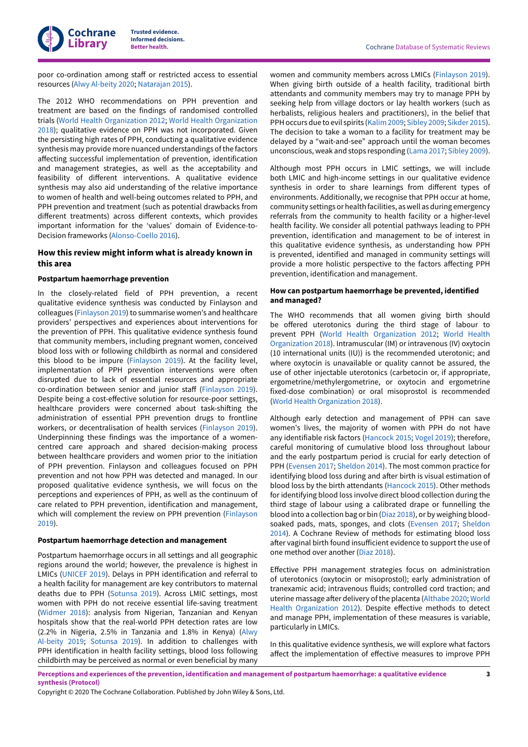poor co-ordination among staff or restricted access to essential resources (Alwy Al-beity 2020; Natarajan 2015).

The 2012 WHO recommendations on PPH prevention and treatment are based on the findings of randomised controlled trials (World Health Organization 2012; World Health Organization 2018); qualitative evidence on PPH was not incorporated. Given the persisting high rates of PPH, conducting a qualitative evidence synthesis may provide more nuanced understandings of the factors affecting successful implementation of prevention, identification and management strategies, as well as the acceptability and feasibility of different interventions. A qualitative evidence synthesis may also aid understanding of the relative importance to women of health and well-being outcomes related to PPH, and PPH prevention and treatment (such as potential drawbacks from different treatments) across different contexts, which provides important information for the 'values' domain of Evidence-to-Decision frameworks (Alonso-Coello 2016).

### How this review might inform what is already known in this area

#### Postpartum haemorrhage prevention

In the closely-related field of PPH prevention, a recent qualitative evidence synthesis was conducted by Finlayson and colleagues (Finlayson 2019) to summarise women's and healthcare providers' perspectives and experiences about interventions for the prevention of PPH. This qualitative evidence synthesis found that community members, including pregnant women, conceived blood loss with or following childbirth as normal and considered this blood to be impure (Finlayson 2019). At the facility level, implementation of PPH prevention interventions were often disrupted due to lack of essential resources and appropriate co-ordination between senior and junior staff (Finlayson 2019). Despite being a cost-effective solution for resource-poor settings, healthcare providers were concerned about task-shifting the administration of essential PPH prevention drugs to frontline workers, or decentralisation of health services (Finlayson 2019). Underpinning these findings was the importance of a women-centred care approach and shared decision-making process between healthcare providers and women prior to the initiation of PPH prevention. Finlayson and colleagues focused on PPH prevention and not how PPH was detected and managed. In our proposed qualitative evidence synthesis, we will focus on the perceptions and experiences of PPH, as well as the continuum of care related to PPH prevention, identification and management, which will complement the review on PPH prevention (Finlayson 2019).

#### Postpartum haemorrhage detection and management

Postpartum haemorrhage occurs in all settings and all geographic regions around the world; however, the prevalence is highest in LMICs (UNICEF 2019). Delays in PPH identification and referral to a health facility for management are key contributors to maternal deaths due to PPH (Sotunsa 2019). Across LMIC settings, most women with PPH do not receive essential life-saving treatment (Widmer 2018): analysis from Nigerian, Tanzanian and Kenyan hospitals show that the real-world PPH detection rates are low (2.2% in Nigeria, 2.5% in Tanzania and 1.8% in Kenya) (Alwy Al-beity 2019; Sotunsa 2019). In addition to challenges with PPH identification in health facility settings, blood loss following childbirth may be perceived as normal or even beneficial by many women and community members across LMICs (Finlayson 2019). When giving birth outside of a health facility, traditional birth attendants and community members may try to manage PPH by seeking help from village doctors or lay health workers (such as herbalists, religious healers and practitioners), in the belief that PPH occurs due to evil spirits (Kalim 2009; Sibley 2009; Sikder 2015). The decision to take a woman to a facility for treatment may be delayed by a "wait-and-see" approach until the woman becomes unconscious, weak and stops responding (Lama 2017; Sibley 2009).

Although most PPH occurs in LMIC settings, we will include both LMIC and high-income settings in our qualitative evidence synthesis in order to share learnings from different types of environments. Additionally, we recognise that PPH occur at home, community settings or health facilities, as well as during emergency referrals from the community to health facility or a higher-level health facility. We consider all potential pathways leading to PPH prevention, identification and management to be of interest in this qualitative evidence synthesis, as understanding how PPH is prevented, identified and managed in community settings will provide a more holistic perspective to the factors affecting PPH prevention, identification and management.

#### How can postpartum haemorrhage be prevented, identified and managed?

The WHO recommends that all women giving birth should be offered uterotonics during the third stage of labour to prevent PPH (World Health Organization 2012; World Health Organization 2018). Intramuscular (IM) or intravenous (IV) oxytocin (10 international units (IU)) is the recommended uterotonic; and where oxytocin is unavailable or quality cannot be assured, the use of other injectable uterotonics (carbetocin or, if appropriate, ergometrine/methylergometrine, or oxytocin and ergometrine fixed-dose combination) or oral misoprostol is recommended (World Health Organization 2018).

Although early detection and management of PPH can save women's lives, the majority of women with PPH do not have any identifiable risk factors (Hancock 2015; Vogel 2019); therefore, careful monitoring of cumulative blood loss throughout labour and the early postpartum period is crucial for early detection of PPH (Evensen 2017; Sheldon 2014). The most common practice for identifying blood loss during and after birth is visual estimation of blood loss by the birth attendants (Hancock 2015). Other methods for identifying blood loss involve direct blood collection during the third stage of labour using a calibrated drape or funnelling the blood into a collection bag or bin (Diaz 2018), or by weighing blood-soaked pads, mats, sponges, and clots (Evensen 2017; Sheldon 2014). A Cochrane Review of methods for estimating blood loss after vaginal birth found insufficient evidence to support the use of one method over another (Diaz 2018).

Effective PPH management strategies focus on administration of uterotonics (oxytocin or misoprostol); early administration of tranexamic acid; intravenous fluids; controlled cord traction; and uterine massage after delivery of the placenta (Althabe 2020; World Health Organization 2012). Despite effective methods to detect and manage PPH, implementation of these measures is variable, particularly in LMICs.

In this qualitative evidence synthesis, we will explore what factors affect the implementation of effective measures to improve PPH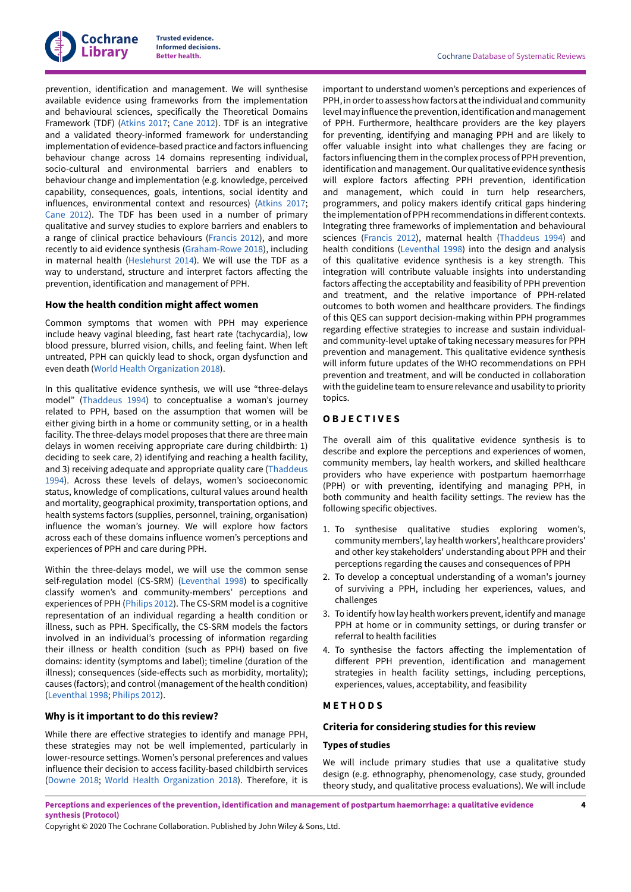prevention, identification and management. We will synthesise available evidence using frameworks from the implementation and behavioural sciences, specifically the Theoretical Domains Framework (TDF) (Atkins 2017; Cane 2012). TDF is an integrative and a validated theory-informed framework for understanding implementation of evidence-based practice and factors influencing behaviour change across 14 domains representing individual, socio-cultural and environmental barriers and enablers to behaviour change and implementation (e.g. knowledge, perceived capability, consequences, goals, intentions, social identity and influences, environmental context and resources) (Atkins 2017; Cane 2012). The TDF has been used in a number of primary qualitative and survey studies to explore barriers and enablers to a range of clinical practice behaviours (Francis 2012), and more recently to aid evidence synthesis (Graham-Rowe 2018), including in maternal health (Heslehurst 2014). We will use the TDF as a way to understand, structure and interpret factors affecting the prevention, identification and management of PPH.

### How the health condition might affect women

Common symptoms that women with PPH may experience include heavy vaginal bleeding, fast heart rate (tachycardia), low blood pressure, blurred vision, chills, and feeling faint. When left untreated, PPH can quickly lead to shock, organ dysfunction and even death (World Health Organization 2018).

In this qualitative evidence synthesis, we will use "three-delays model" (Thaddeus 1994) to conceptualise a woman's journey related to PPH, based on the assumption that women will be either giving birth in a home or community setting, or in a health facility. The three-delays model proposes that there are three main delays in women receiving appropriate care during childbirth: 1) deciding to seek care, 2) identifying and reaching a health facility, and 3) receiving adequate and appropriate quality care (Thaddeus 1994). Across these levels of delays, women's socioeconomic status, knowledge of complications, cultural values around health and mortality, geographical proximity, transportation options, and health systems factors (supplies, personnel, training, organisation) influence the woman's journey. We will explore how factors across each of these domains influence women's perceptions and experiences of PPH and care during PPH.

Within the three-delays model, we will use the common sense self-regulation model (CS-SRM) (Leventhal 1998) to specifically classify women's and community-members' perceptions and experiences of PPH (Philips 2012). The CS-SRM model is a cognitive representation of an individual regarding a health condition or illness, such as PPH. Specifically, the CS-SRM models the factors involved in an individual's processing of information regarding their illness or health condition (such as PPH) based on five domains: identity (symptoms and label); timeline (duration of the illness); consequences (side-effects such as morbidity, mortality); causes (factors); and control (management of the health condition) (Leventhal 1998; Philips 2012).

### Why is it important to do this review?

While there are effective strategies to identify and manage PPH, these strategies may not be well implemented, particularly in lower-resource settings. Women's personal preferences and values influence their decision to access facility-based childbirth services (Downe 2018; World Health Organization 2018). Therefore, it is important to understand women's perceptions and experiences of PPH, in order to assess how factors at the individual and community level may influence the prevention, identification and management of PPH. Furthermore, healthcare providers are the key players for preventing, identifying and managing PPH and are likely to offer valuable insight into what challenges they are facing or factors influencing them in the complex process of PPH prevention, identification and management. Our qualitative evidence synthesis will explore factors affecting PPH prevention, identification and management, which could in turn help researchers, programmers, and policy makers identify critical gaps hindering the implementation of PPH recommendations in different contexts. Integrating three frameworks of implementation and behavioural sciences (Francis 2012), maternal health (Thaddeus 1994) and health conditions (Leventhal 1998) into the design and analysis of this qualitative evidence synthesis is a key strength. This integration will contribute valuable insights into understanding factors affecting the acceptability and feasibility of PPH prevention and treatment, and the relative importance of PPH-related outcomes to both women and healthcare providers. The findings of this QES can support decision-making within PPH programmes regarding effective strategies to increase and sustain individual- and community-level uptake of taking necessary measures for PPH prevention and management. This qualitative evidence synthesis will inform future updates of the WHO recommendations on PPH prevention and treatment, and will be conducted in collaboration with the guideline team to ensure relevance and usability to priority topics.

## OBJECTIVES

The overall aim of this qualitative evidence synthesis is to describe and explore the perceptions and experiences of women, community members, lay health workers, and skilled healthcare providers who have experience with postpartum haemorrhage (PPH) or with preventing, identifying and managing PPH, in both community and health facility settings. The review has the following specific objectives.

1. To synthesise qualitative studies exploring women's, community members', lay health workers', healthcare providers' and other key stakeholders' understanding about PPH and their perceptions regarding the causes and consequences of PPH
2. To develop a conceptual understanding of a woman's journey of surviving a PPH, including her experiences, values, and challenges
3. To identify how lay health workers prevent, identify and manage PPH at home or in community settings, or during transfer or referral to health facilities
4. To synthesise the factors affecting the implementation of different PPH prevention, identification and management strategies in health facility settings, including perceptions, experiences, values, acceptability, and feasibility

## METHODS

### Criteria for considering studies for this review

#### Types of studies

We will include primary studies that use a qualitative study design (e.g. ethnography, phenomenology, case study, grounded theory study, and qualitative process evaluations). We will include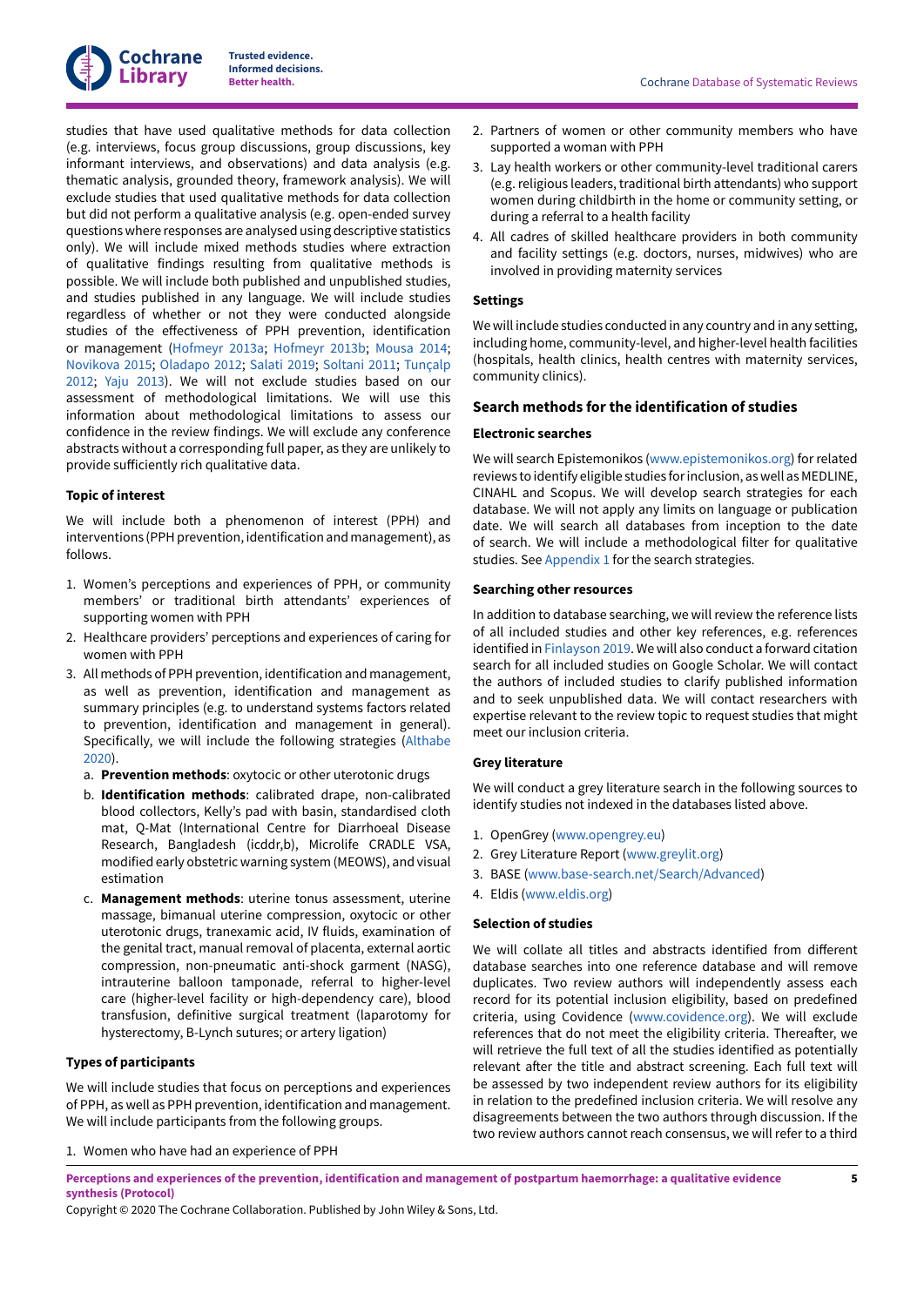studies that have used qualitative methods for data collection (e.g. interviews, focus group discussions, group discussions, key informant interviews, and observations) and data analysis (e.g. thematic analysis, grounded theory, framework analysis). We will exclude studies that used qualitative methods for data collection but did not perform a qualitative analysis (e.g. open-ended survey questions where responses are analysed using descriptive statistics only). We will include mixed methods studies where extraction of qualitative findings resulting from qualitative methods is possible. We will include both published and unpublished studies, and studies published in any language. We will include studies regardless of whether or not they were conducted alongside studies of the effectiveness of PPH prevention, identification or management (Hofmeyr 2013a; Hofmeyr 2013b; Mousa 2014; Novikova 2015; Oladapo 2012; Salati 2019; Soltani 2011; Tunçalp 2012; Yaju 2013). We will not exclude studies based on our assessment of methodological limitations. We will use this information about methodological limitations to assess our confidence in the review findings. We will exclude any conference abstracts without a corresponding full paper, as they are unlikely to provide sufficiently rich qualitative data.

#### Topic of interest

We will include both a phenomenon of interest (PPH) and interventions (PPH prevention, identification and management), as follows.

1. Women's perceptions and experiences of PPH, or community members' or traditional birth attendants' experiences of supporting women with PPH
2. Healthcare providers' perceptions and experiences of caring for women with PPH
3. All methods of PPH prevention, identification and management, as well as prevention, identification and management as summary principles (e.g. to understand systems factors related to prevention, identification and management in general). Specifically, we will include the following strategies (Althabe 2020).
   a. **Prevention methods**: oxytocic or other uterotonic drugs
   b. **Identification methods**: calibrated drape, non-calibrated blood collectors, Kelly's pad with basin, standardised cloth mat, Q-Mat (International Centre for Diarrhoeal Disease Research, Bangladesh (icddr,b), Microlife CRADLE VSA, modified early obstetric warning system (MEOWS), and visual estimation
   c. **Management methods**: uterine tonus assessment, uterine massage, bimanual uterine compression, oxytocic or other uterotonic drugs, tranexamic acid, IV fluids, examination of the genital tract, manual removal of placenta, external aortic compression, non-pneumatic anti-shock garment (NASG), intrauterine balloon tamponade, referral to higher-level care (higher-level facility or high-dependency care), blood transfusion, definitive surgical treatment (laparotomy for hysterectomy, B-Lynch sutures; or artery ligation)

#### Types of participants

We will include studies that focus on perceptions and experiences of PPH, as well as PPH prevention, identification and management. We will include participants from the following groups.

1. Women who have had an experience of PPH
2. Partners of women or other community members who have supported a woman with PPH
3. Lay health workers or other community-level traditional carers (e.g. religious leaders, traditional birth attendants) who support women during childbirth in the home or community setting, or during a referral to a health facility
4. All cadres of skilled healthcare providers in both community and facility settings (e.g. doctors, nurses, midwives) who are involved in providing maternity services

#### Settings

We will include studies conducted in any country and in any setting, including home, community-level, and higher-level health facilities (hospitals, health clinics, health centres with maternity services, community clinics).

### Search methods for the identification of studies

#### Electronic searches

We will search Epistemonikos (www.epistemonikos.org) for related reviews to identify eligible studies for inclusion, as well as MEDLINE, CINAHL and Scopus. We will develop search strategies for each database. We will not apply any limits on language or publication date. We will search all databases from inception to the date of search. We will include a methodological filter for qualitative studies. See Appendix 1 for the search strategies.

#### Searching other resources

In addition to database searching, we will review the reference lists of all included studies and other key references, e.g. references identified in Finlayson 2019. We will also conduct a forward citation search for all included studies on Google Scholar. We will contact the authors of included studies to clarify published information and to seek unpublished data. We will contact researchers with expertise relevant to the review topic to request studies that might meet our inclusion criteria.

#### Grey literature

We will conduct a grey literature search in the following sources to identify studies not indexed in the databases listed above.

1. OpenGrey (www.opengrey.eu)
2. Grey Literature Report (www.greylit.org)
3. BASE (www.base-search.net/Search/Advanced)
4. Eldis (www.eldis.org)

#### Selection of studies

We will collate all titles and abstracts identified from different database searches into one reference database and will remove duplicates. Two review authors will independently assess each record for its potential inclusion eligibility, based on predefined criteria, using Covidence (www.covidence.org). We will exclude references that do not meet the eligibility criteria. Thereafter, we will retrieve the full text of all the studies identified as potentially relevant after the title and abstract screening. Each full text will be assessed by two independent review authors for its eligibility in relation to the predefined inclusion criteria. We will resolve any disagreements between the two authors through discussion. If the two review authors cannot reach consensus, we will refer to a third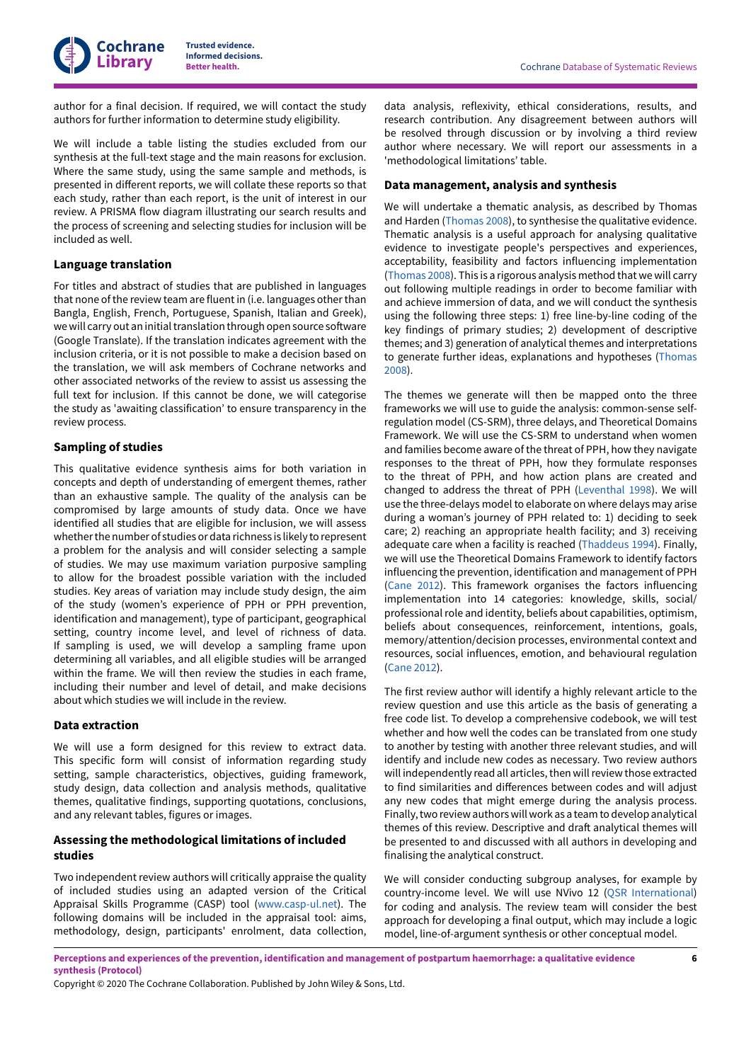author for a final decision. If required, we will contact the study authors for further information to determine study eligibility.

We will include a table listing the studies excluded from our synthesis at the full-text stage and the main reasons for exclusion. Where the same study, using the same sample and methods, is presented in different reports, we will collate these reports so that each study, rather than each report, is the unit of interest in our review. A PRISMA flow diagram illustrating our search results and the process of screening and selecting studies for inclusion will be included as well.

### Language translation

For titles and abstract of studies that are published in languages that none of the review team are fluent in (i.e. languages other than Bangla, English, French, Portuguese, Spanish, Italian and Greek), we will carry out an initial translation through open source software (Google Translate). If the translation indicates agreement with the inclusion criteria, or it is not possible to make a decision based on the translation, we will ask members of Cochrane networks and other associated networks of the review to assist us assessing the full text for inclusion. If this cannot be done, we will categorise the study as 'awaiting classification' to ensure transparency in the review process.

### Sampling of studies

This qualitative evidence synthesis aims for both variation in concepts and depth of understanding of emergent themes, rather than an exhaustive sample. The quality of the analysis can be compromised by large amounts of study data. Once we have identified all studies that are eligible for inclusion, we will assess whether the number of studies or data richness is likely to represent a problem for the analysis and will consider selecting a sample of studies. We may use maximum variation purposive sampling to allow for the broadest possible variation with the included studies. Key areas of variation may include study design, the aim of the study (women's experience of PPH or PPH prevention, identification and management), type of participant, geographical setting, country income level, and level of richness of data. If sampling is used, we will develop a sampling frame upon determining all variables, and all eligible studies will be arranged within the frame. We will then review the studies in each frame, including their number and level of detail, and make decisions about which studies we will include in the review.

### Data extraction

We will use a form designed for this review to extract data. This specific form will consist of information regarding study setting, sample characteristics, objectives, guiding framework, study design, data collection and analysis methods, qualitative themes, qualitative findings, supporting quotations, conclusions, and any relevant tables, figures or images.

### Assessing the methodological limitations of included studies

Two independent review authors will critically appraise the quality of included studies using an adapted version of the Critical Appraisal Skills Programme (CASP) tool (www.casp-ul.net). The following domains will be included in the appraisal tool: aims, methodology, design, participants' enrolment, data collection, data analysis, reflexivity, ethical considerations, results, and research contribution. Any disagreement between authors will be resolved through discussion or by involving a third review author where necessary. We will report our assessments in a 'methodological limitations' table.

### Data management, analysis and synthesis

We will undertake a thematic analysis, as described by Thomas and Harden (Thomas 2008), to synthesise the qualitative evidence. Thematic analysis is a useful approach for analysing qualitative evidence to investigate people's perspectives and experiences, acceptability, feasibility and factors influencing implementation (Thomas 2008). This is a rigorous analysis method that we will carry out following multiple readings in order to become familiar with and achieve immersion of data, and we will conduct the synthesis using the following three steps: 1) free line-by-line coding of the key findings of primary studies; 2) development of descriptive themes; and 3) generation of analytical themes and interpretations to generate further ideas, explanations and hypotheses (Thomas 2008).

The themes we generate will then be mapped onto the three frameworks we will use to guide the analysis: common-sense self-regulation model (CS-SRM), three delays, and Theoretical Domains Framework. We will use the CS-SRM to understand when women and families become aware of the threat of PPH, how they navigate responses to the threat of PPH, how they formulate responses to the threat of PPH, and how action plans are created and changed to address the threat of PPH (Leventhal 1998). We will use the three-delays model to elaborate on where delays may arise during a woman's journey of PPH related to: 1) deciding to seek care; 2) reaching an appropriate health facility; and 3) receiving adequate care when a facility is reached (Thaddeus 1994). Finally, we will use the Theoretical Domains Framework to identify factors influencing the prevention, identification and management of PPH (Cane 2012). This framework organises the factors influencing implementation into 14 categories: knowledge, skills, social/professional role and identity, beliefs about capabilities, optimism, beliefs about consequences, reinforcement, intentions, goals, memory/attention/decision processes, environmental context and resources, social influences, emotion, and behavioural regulation (Cane 2012).

The first review author will identify a highly relevant article to the review question and use this article as the basis of generating a free code list. To develop a comprehensive codebook, we will test whether and how well the codes can be translated from one study to another by testing with another three relevant studies, and will identify and include new codes as necessary. Two review authors will independently read all articles, then will review those extracted to find similarities and differences between codes and will adjust any new codes that might emerge during the analysis process. Finally, two review authors will work as a team to develop analytical themes of this review. Descriptive and draft analytical themes will be presented to and discussed with all authors in developing and finalising the analytical construct.

We will consider conducting subgroup analyses, for example by country-income level. We will use NVivo 12 (QSR International) for coding and analysis. The review team will consider the best approach for developing a final output, which may include a logic model, line-of-argument synthesis or other conceptual model.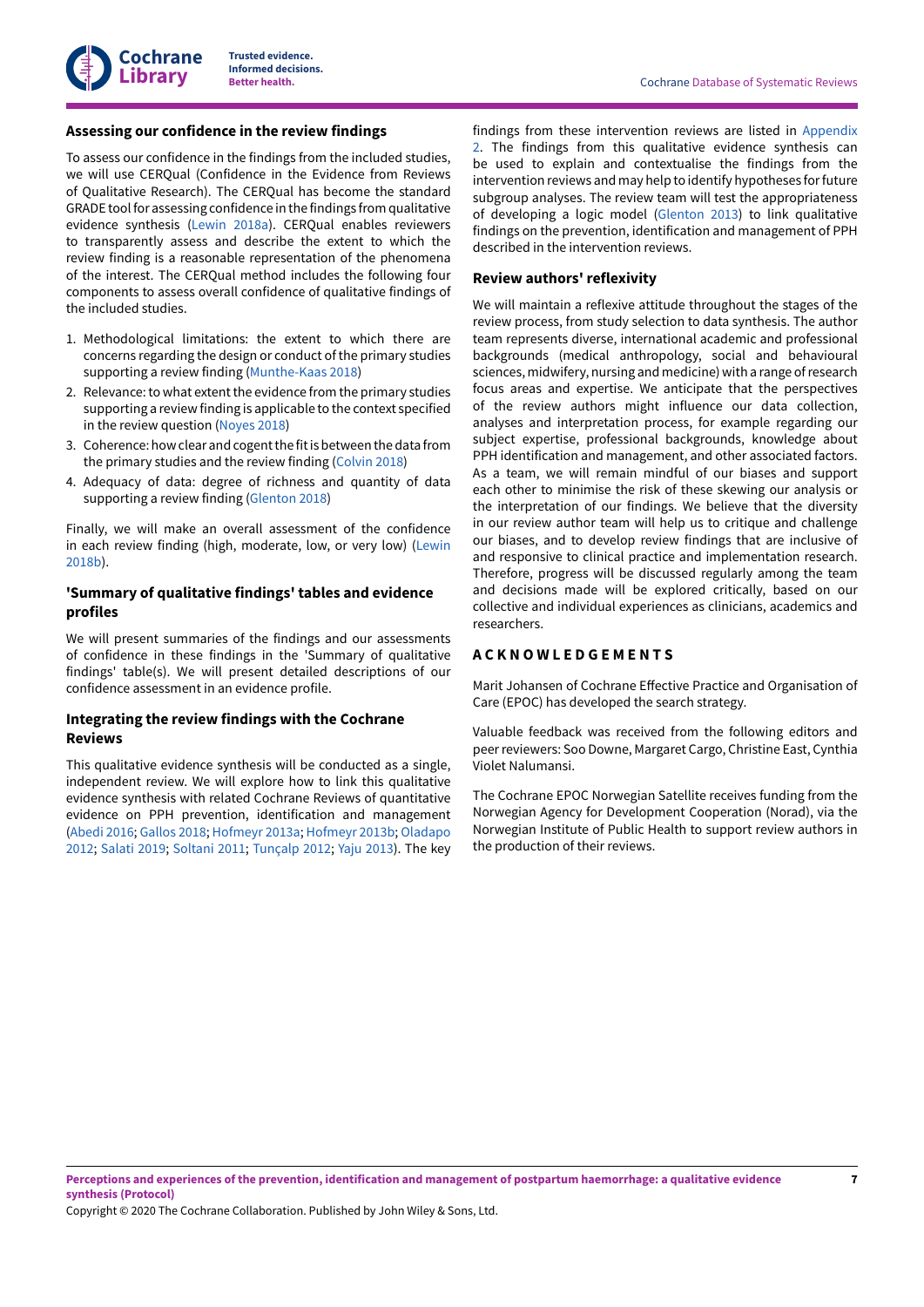### Assessing our confidence in the review findings

To assess our confidence in the findings from the included studies, we will use CERQual (Confidence in the Evidence from Reviews of Qualitative Research). The CERQual has become the standard GRADE tool for assessing confidence in the findings from qualitative evidence synthesis (Lewin 2018a). CERQual enables reviewers to transparently assess and describe the extent to which the review finding is a reasonable representation of the phenomena of the interest. The CERQual method includes the following four components to assess overall confidence of qualitative findings of the included studies.

1. Methodological limitations: the extent to which there are concerns regarding the design or conduct of the primary studies supporting a review finding (Munthe-Kaas 2018)
2. Relevance: to what extent the evidence from the primary studies supporting a review finding is applicable to the context specified in the review question (Noyes 2018)
3. Coherence: how clear and cogent the fit is between the data from the primary studies and the review finding (Colvin 2018)
4. Adequacy of data: degree of richness and quantity of data supporting a review finding (Glenton 2018)

Finally, we will make an overall assessment of the confidence in each review finding (high, moderate, low, or very low) (Lewin 2018b).

### 'Summary of qualitative findings' tables and evidence profiles

We will present summaries of the findings and our assessments of confidence in these findings in the 'Summary of qualitative findings' table(s). We will present detailed descriptions of our confidence assessment in an evidence profile.

### Integrating the review findings with the Cochrane Reviews

This qualitative evidence synthesis will be conducted as a single, independent review. We will explore how to link this qualitative evidence synthesis with related Cochrane Reviews of quantitative evidence on PPH prevention, identification and management (Abedi 2016; Gallos 2018; Hofmeyr 2013a; Hofmeyr 2013b; Oladapo 2012; Salati 2019; Soltani 2011; Tunçalp 2012; Yaju 2013). The key findings from these intervention reviews are listed in Appendix 2. The findings from this qualitative evidence synthesis can be used to explain and contextualise the findings from the intervention reviews and may help to identify hypotheses for future subgroup analyses. The review team will test the appropriateness of developing a logic model (Glenton 2013) to link qualitative findings on the prevention, identification and management of PPH described in the intervention reviews.

### Review authors' reflexivity

We will maintain a reflexive attitude throughout the stages of the review process, from study selection to data synthesis. The author team represents diverse, international academic and professional backgrounds (medical anthropology, social and behavioural sciences, midwifery, nursing and medicine) with a range of research focus areas and expertise. We anticipate that the perspectives of the review authors might influence our data collection, analyses and interpretation process, for example regarding our subject expertise, professional backgrounds, knowledge about PPH identification and management, and other associated factors. As a team, we will remain mindful of our biases and support each other to minimise the risk of these skewing our analysis or the interpretation of our findings. We believe that the diversity in our review author team will help us to critique and challenge our biases, and to develop review findings that are inclusive of and responsive to clinical practice and implementation research. Therefore, progress will be discussed regularly among the team and decisions made will be explored critically, based on our collective and individual experiences as clinicians, academics and researchers.

## ACKNOWLEDGEMENTS

Marit Johansen of Cochrane Effective Practice and Organisation of Care (EPOC) has developed the search strategy.

Valuable feedback was received from the following editors and peer reviewers: Soo Downe, Margaret Cargo, Christine East, Cynthia Violet Nalumansi.

The Cochrane EPOC Norwegian Satellite receives funding from the Norwegian Agency for Development Cooperation (Norad), via the Norwegian Institute of Public Health to support review authors in the production of their reviews.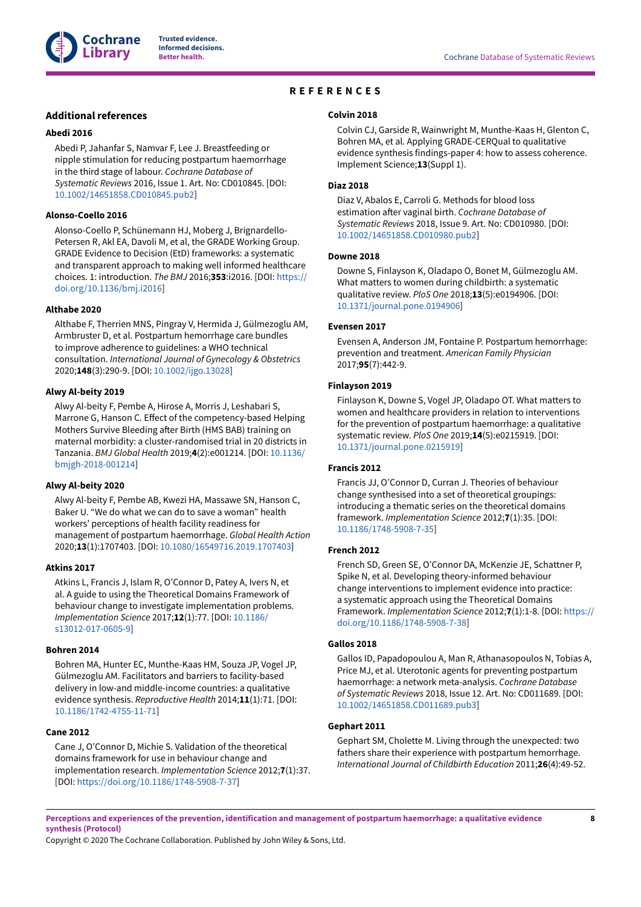# REFERENCES

## Additional references

### Abedi 2016

Abedi P, Jahanfar S, Namvar F, Lee J. Breastfeeding or nipple stimulation for reducing postpartum haemorrhage in the third stage of labour. *Cochrane Database of Systematic Reviews* 2016, Issue 1. Art. No: CD010845. [DOI: 10.1002/14651858.CD010845.pub2]

### Alonso-Coello 2016

Alonso-Coello P, Schünemann HJ, Moberg J, Brignardello-Petersen R, Akl EA, Davoli M, et al, the GRADE Working Group. GRADE Evidence to Decision (EtD) frameworks: a systematic and transparent approach to making well informed healthcare choices. 1: introduction. *The BMJ* 2016;**353**:i2016. [DOI: https://doi.org/10.1136/bmj.i2016]

### Althabe 2020

Althabe F, Therrien MNS, Pingray V, Hermida J, Gülmezoglu AM, Armbruster D, et al. Postpartum hemorrhage care bundles to improve adherence to guidelines: a WHO technical consultation. *International Journal of Gynecology & Obstetrics* 2020;**148**(3):290-9. [DOI: 10.1002/ijgo.13028]

### Alwy Al-beity 2019

Alwy Al-beity F, Pembe A, Hirose A, Morris J, Leshabari S, Marrone G, Hanson C. Effect of the competency-based Helping Mothers Survive Bleeding after Birth (HMS BAB) training on maternal morbidity: a cluster-randomised trial in 20 districts in Tanzania. *BMJ Global Health* 2019;**4**(2):e001214. [DOI: 10.1136/bmjgh-2018-001214]

### Alwy Al-beity 2020

Alwy Al-beity F, Pembe AB, Kwezi HA, Massawe SN, Hanson C, Baker U. "We do what we can do to save a woman" health workers' perceptions of health facility readiness for management of postpartum haemorrhage. *Global Health Action* 2020;**13**(1):1707403. [DOI: 10.1080/16549716.2019.1707403]

### Atkins 2017

Atkins L, Francis J, Islam R, O'Connor D, Patey A, Ivers N, et al. A guide to using the Theoretical Domains Framework of behaviour change to investigate implementation problems. *Implementation Science* 2017;**12**(1):77. [DOI: 10.1186/s13012-017-0605-9]

### Bohren 2014

Bohren MA, Hunter EC, Munthe-Kaas HM, Souza JP, Vogel JP, Gülmezoglu AM. Facilitators and barriers to facility-based delivery in low-and middle-income countries: a qualitative evidence synthesis. *Reproductive Health* 2014;**11**(1):71. [DOI: 10.1186/1742-4755-11-71]

### Cane 2012

Cane J, O'Connor D, Michie S. Validation of the theoretical domains framework for use in behaviour change and implementation research. *Implementation Science* 2012;**7**(1):37. [DOI: https://doi.org/10.1186/1748-5908-7-37]

### Colvin 2018

Colvin CJ, Garside R, Wainwright M, Munthe-Kaas H, Glenton C, Bohren MA, et al. Applying GRADE-CERQual to qualitative evidence synthesis findings-paper 4: how to assess coherence. Implement Science;**13**(Suppl 1).

### Diaz 2018

Diaz V, Abalos E, Carroli G. Methods for blood loss estimation after vaginal birth. *Cochrane Database of Systematic Reviews* 2018, Issue 9. Art. No: CD010980. [DOI: 10.1002/14651858.CD010980.pub2]

### Downe 2018

Downe S, Finlayson K, Oladapo O, Bonet M, Gülmezoglu AM. What matters to women during childbirth: a systematic qualitative review. *PloS One* 2018;**13**(5):e0194906. [DOI: 10.1371/journal.pone.0194906]

### Evensen 2017

Evensen A, Anderson JM, Fontaine P. Postpartum hemorrhage: prevention and treatment. *American Family Physician* 2017;**95**(7):442-9.

### Finlayson 2019

Finlayson K, Downe S, Vogel JP, Oladapo OT. What matters to women and healthcare providers in relation to interventions for the prevention of postpartum haemorrhage: a qualitative systematic review. *PloS One* 2019;**14**(5):e0215919. [DOI: 10.1371/journal.pone.0215919]

### Francis 2012

Francis JJ, O'Connor D, Curran J. Theories of behaviour change synthesised into a set of theoretical groupings: introducing a thematic series on the theoretical domains framework. *Implementation Science* 2012;**7**(1):35. [DOI: 10.1186/1748-5908-7-35]

### French 2012

French SD, Green SE, O'Connor DA, McKenzie JE, Schattner P, Spike N, et al. Developing theory-informed behaviour change interventions to implement evidence into practice: a systematic approach using the Theoretical Domains Framework. *Implementation Science* 2012;**7**(1):1-8. [DOI: https://doi.org/10.1186/1748-5908-7-38]

### Gallos 2018

Gallos ID, Papadopoulou A, Man R, Athanasopoulos N, Tobias A, Price MJ, et al. Uterotonic agents for preventing postpartum haemorrhage: a network meta-analysis. *Cochrane Database of Systematic Reviews* 2018, Issue 12. Art. No: CD011689. [DOI: 10.1002/14651858.CD011689.pub3]

### Gephart 2011

Gephart SM, Cholette M. Living through the unexpected: two fathers share their experience with postpartum hemorrhage. *International Journal of Childbirth Education* 2011;**26**(4):49-52.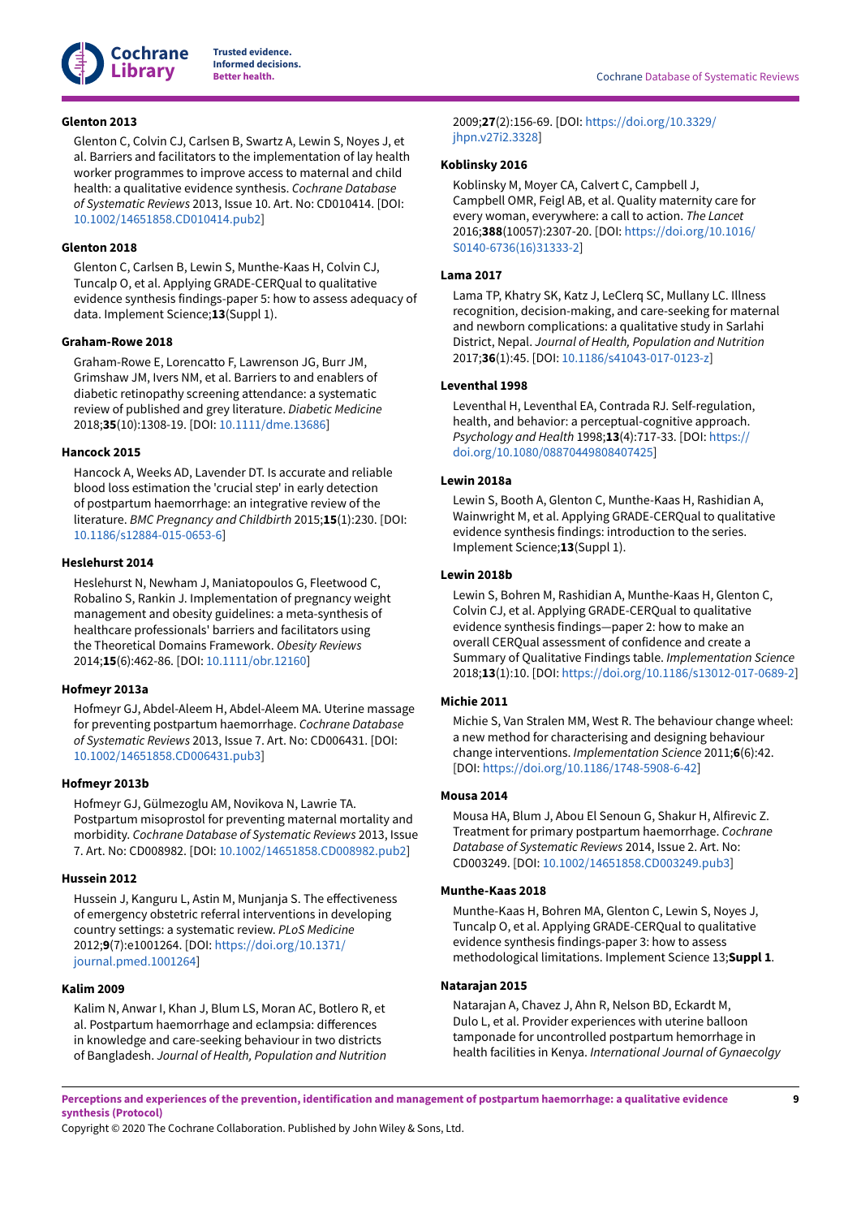**Glenton 2013**

Glenton C, Colvin CJ, Carlsen B, Swartz A, Lewin S, Noyes J, et al. Barriers and facilitators to the implementation of lay health worker programmes to improve access to maternal and child health: a qualitative evidence synthesis. *Cochrane Database of Systematic Reviews* 2013, Issue 10. Art. No: CD010414. [DOI: 10.1002/14651858.CD010414.pub2]

**Glenton 2018**

Glenton C, Carlsen B, Lewin S, Munthe-Kaas H, Colvin CJ, Tuncalp O, et al. Applying GRADE-CERQual to qualitative evidence synthesis findings-paper 5: how to assess adequacy of data. Implement Science;**13**(Suppl 1).

**Graham-Rowe 2018**

Graham-Rowe E, Lorencatto F, Lawrenson JG, Burr JM, Grimshaw JM, Ivers NM, et al. Barriers to and enablers of diabetic retinopathy screening attendance: a systematic review of published and grey literature. *Diabetic Medicine* 2018;**35**(10):1308-19. [DOI: 10.1111/dme.13686]

**Hancock 2015**

Hancock A, Weeks AD, Lavender DT. Is accurate and reliable blood loss estimation the 'crucial step' in early detection of postpartum haemorrhage: an integrative review of the literature. *BMC Pregnancy and Childbirth* 2015;**15**(1):230. [DOI: 10.1186/s12884-015-0653-6]

**Heslehurst 2014**

Heslehurst N, Newham J, Maniatopoulos G, Fleetwood C, Robalino S, Rankin J. Implementation of pregnancy weight management and obesity guidelines: a meta-synthesis of healthcare professionals' barriers and facilitators using the Theoretical Domains Framework. *Obesity Reviews* 2014;**15**(6):462-86. [DOI: 10.1111/obr.12160]

**Hofmeyr 2013a**

Hofmeyr GJ, Abdel-Aleem H, Abdel-Aleem MA. Uterine massage for preventing postpartum haemorrhage. *Cochrane Database of Systematic Reviews* 2013, Issue 7. Art. No: CD006431. [DOI: 10.1002/14651858.CD006431.pub3]

**Hofmeyr 2013b**

Hofmeyr GJ, Gülmezoglu AM, Novikova N, Lawrie TA. Postpartum misoprostol for preventing maternal mortality and morbidity. *Cochrane Database of Systematic Reviews* 2013, Issue 7. Art. No: CD008982. [DOI: 10.1002/14651858.CD008982.pub2]

**Hussein 2012**

Hussein J, Kanguru L, Astin M, Munjanja S. The effectiveness of emergency obstetric referral interventions in developing country settings: a systematic review. *PLoS Medicine* 2012;**9**(7):e1001264. [DOI: https://doi.org/10.1371/journal.pmed.1001264]

**Kalim 2009**

Kalim N, Anwar I, Khan J, Blum LS, Moran AC, Botlero R, et al. Postpartum haemorrhage and eclampsia: differences in knowledge and care-seeking behaviour in two districts of Bangladesh. *Journal of Health, Population and Nutrition* 2009;**27**(2):156-69. [DOI: https://doi.org/10.3329/jhpn.v27i2.3328]

**Koblinsky 2016**

Koblinsky M, Moyer CA, Calvert C, Campbell J, Campbell OMR, Feigl AB, et al. Quality maternity care for every woman, everywhere: a call to action. *The Lancet* 2016;**388**(10057):2307-20. [DOI: https://doi.org/10.1016/S0140-6736(16)31333-2]

**Lama 2017**

Lama TP, Khatry SK, Katz J, LeClerq SC, Mullany LC. Illness recognition, decision-making, and care-seeking for maternal and newborn complications: a qualitative study in Sarlahi District, Nepal. *Journal of Health, Population and Nutrition* 2017;**36**(1):45. [DOI: 10.1186/s41043-017-0123-z]

**Leventhal 1998**

Leventhal H, Leventhal EA, Contrada RJ. Self-regulation, health, and behavior: a perceptual-cognitive approach. *Psychology and Health* 1998;**13**(4):717-33. [DOI: https://doi.org/10.1080/08870449808407425]

**Lewin 2018a**

Lewin S, Booth A, Glenton C, Munthe-Kaas H, Rashidian A, Wainwright M, et al. Applying GRADE-CERQual to qualitative evidence synthesis findings: introduction to the series. Implement Science;**13**(Suppl 1).

**Lewin 2018b**

Lewin S, Bohren M, Rashidian A, Munthe-Kaas H, Glenton C, Colvin CJ, et al. Applying GRADE-CERQual to qualitative evidence synthesis findings—paper 2: how to make an overall CERQual assessment of confidence and create a Summary of Qualitative Findings table. *Implementation Science* 2018;**13**(1):10. [DOI: https://doi.org/10.1186/s13012-017-0689-2]

**Michie 2011**

Michie S, Van Stralen MM, West R. The behaviour change wheel: a new method for characterising and designing behaviour change interventions. *Implementation Science* 2011;**6**(6):42. [DOI: https://doi.org/10.1186/1748-5908-6-42]

**Mousa 2014**

Mousa HA, Blum J, Abou El Senoun G, Shakur H, Alfirevic Z. Treatment for primary postpartum haemorrhage. *Cochrane Database of Systematic Reviews* 2014, Issue 2. Art. No: CD003249. [DOI: 10.1002/14651858.CD003249.pub3]

**Munthe-Kaas 2018**

Munthe-Kaas H, Bohren MA, Glenton C, Lewin S, Noyes J, Tuncalp O, et al. Applying GRADE-CERQual to qualitative evidence synthesis findings-paper 3: how to assess methodological limitations. Implement Science 13;**Suppl 1**.

**Natarajan 2015**

Natarajan A, Chavez J, Ahn R, Nelson BD, Eckardt M, Dulo L, et al. Provider experiences with uterine balloon tamponade for uncontrolled postpartum hemorrhage in health facilities in Kenya. *International Journal of Gynaecolgy*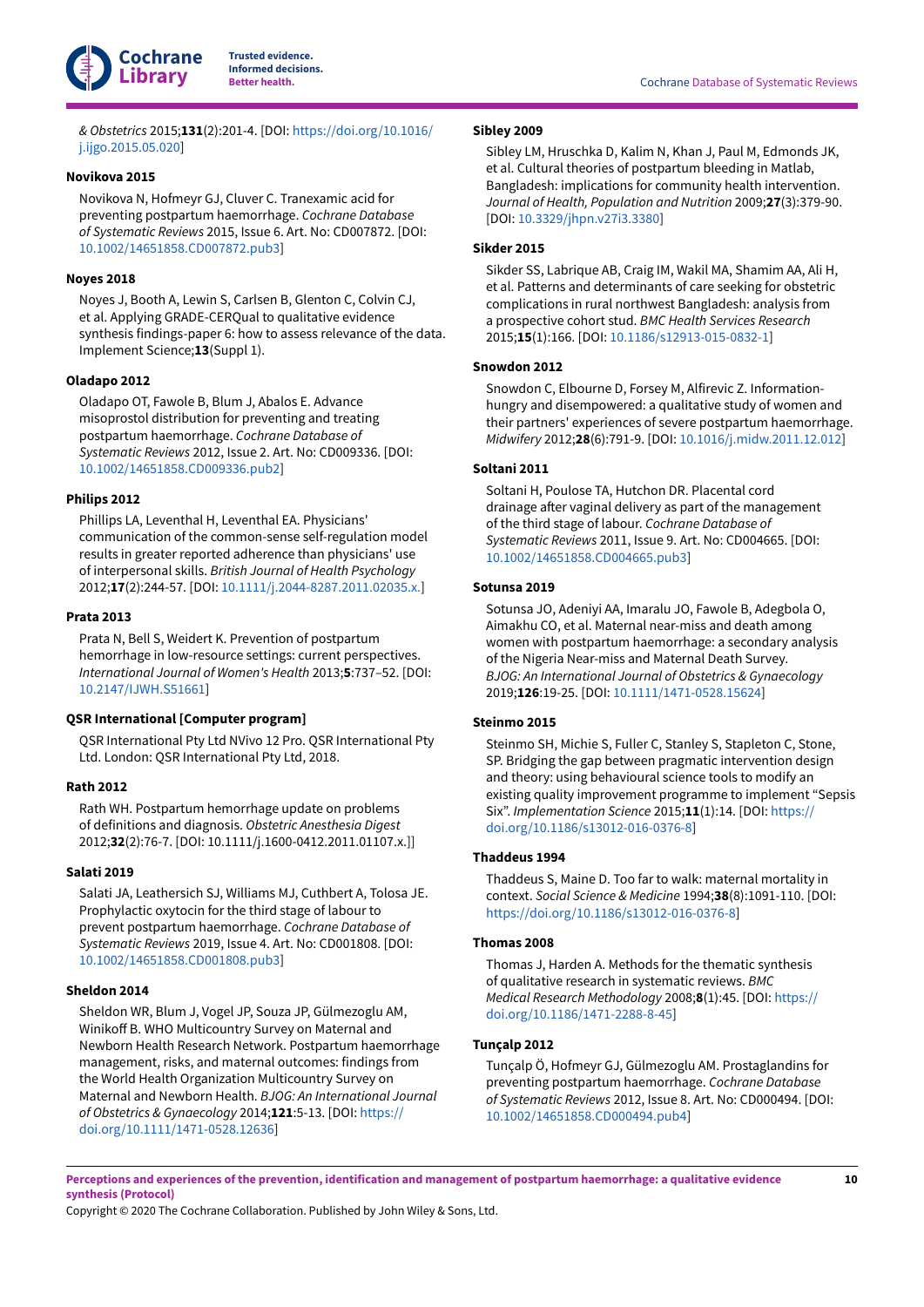*& Obstetrics* 2015;**131**(2):201-4. [DOI: https://doi.org/10.1016/j.ijgo.2015.05.020]

**Novikova 2015**

Novikova N, Hofmeyr GJ, Cluver C. Tranexamic acid for preventing postpartum haemorrhage. *Cochrane Database of Systematic Reviews* 2015, Issue 6. Art. No: CD007872. [DOI: 10.1002/14651858.CD007872.pub3]

**Noyes 2018**

Noyes J, Booth A, Lewin S, Carlsen B, Glenton C, Colvin CJ, et al. Applying GRADE-CERQual to qualitative evidence synthesis findings-paper 6: how to assess relevance of the data. Implement Science;**13**(Suppl 1).

**Oladapo 2012**

Oladapo OT, Fawole B, Blum J, Abalos E. Advance misoprostol distribution for preventing and treating postpartum haemorrhage. *Cochrane Database of Systematic Reviews* 2012, Issue 2. Art. No: CD009336. [DOI: 10.1002/14651858.CD009336.pub2]

**Philips 2012**

Phillips LA, Leventhal H, Leventhal EA. Physicians' communication of the common-sense self-regulation model results in greater reported adherence than physicians' use of interpersonal skills. *British Journal of Health Psychology* 2012;**17**(2):244-57. [DOI: 10.1111/j.2044-8287.2011.02035.x.]

**Prata 2013**

Prata N, Bell S, Weidert K. Prevention of postpartum hemorrhage in low-resource settings: current perspectives. *International Journal of Women's Health* 2013;**5**:737–52. [DOI: 10.2147/IJWH.S51661]

**QSR International [Computer program]**

QSR International Pty Ltd NVivo 12 Pro. QSR International Pty Ltd. London: QSR International Pty Ltd, 2018.

**Rath 2012**

Rath WH. Postpartum hemorrhage update on problems of definitions and diagnosis. *Obstetric Anesthesia Digest* 2012;**32**(2):76-7. [DOI: 10.1111/j.1600-0412.2011.01107.x.]]

**Salati 2019**

Salati JA, Leathersich SJ, Williams MJ, Cuthbert A, Tolosa JE. Prophylactic oxytocin for the third stage of labour to prevent postpartum haemorrhage. *Cochrane Database of Systematic Reviews* 2019, Issue 4. Art. No: CD001808. [DOI: 10.1002/14651858.CD001808.pub3]

**Sheldon 2014**

Sheldon WR, Blum J, Vogel JP, Souza JP, Gülmezoglu AM, Winikoff B. WHO Multicountry Survey on Maternal and Newborn Health Research Network. Postpartum haemorrhage management, risks, and maternal outcomes: findings from the World Health Organization Multicountry Survey on Maternal and Newborn Health. *BJOG: An International Journal of Obstetrics & Gynaecology* 2014;**121**:5-13. [DOI: https://doi.org/10.1111/1471-0528.12636]

**Sibley 2009**

Sibley LM, Hruschka D, Kalim N, Khan J, Paul M, Edmonds JK, et al. Cultural theories of postpartum bleeding in Matlab, Bangladesh: implications for community health intervention. *Journal of Health, Population and Nutrition* 2009;**27**(3):379-90. [DOI: 10.3329/jhpn.v27i3.3380]

**Sikder 2015**

Sikder SS, Labrique AB, Craig IM, Wakil MA, Shamim AA, Ali H, et al. Patterns and determinants of care seeking for obstetric complications in rural northwest Bangladesh: analysis from a prospective cohort stud. *BMC Health Services Research* 2015;**15**(1):166. [DOI: 10.1186/s12913-015-0832-1]

**Snowdon 2012**

Snowdon C, Elbourne D, Forsey M, Alfirevic Z. Information-hungry and disempowered: a qualitative study of women and their partners' experiences of severe postpartum haemorrhage. *Midwifery* 2012;**28**(6):791-9. [DOI: 10.1016/j.midw.2011.12.012]

**Soltani 2011**

Soltani H, Poulose TA, Hutchon DR. Placental cord drainage after vaginal delivery as part of the management of the third stage of labour. *Cochrane Database of Systematic Reviews* 2011, Issue 9. Art. No: CD004665. [DOI: 10.1002/14651858.CD004665.pub3]

**Sotunsa 2019**

Sotunsa JO, Adeniyi AA, Imaralu JO, Fawole B, Adegbola O, Aimakhu CO, et al. Maternal near-miss and death among women with postpartum haemorrhage: a secondary analysis of the Nigeria Near-miss and Maternal Death Survey. *BJOG: An International Journal of Obstetrics & Gynaecology* 2019;**126**:19-25. [DOI: 10.1111/1471-0528.15624]

**Steinmo 2015**

Steinmo SH, Michie S, Fuller C, Stanley S, Stapleton C, Stone, SP. Bridging the gap between pragmatic intervention design and theory: using behavioural science tools to modify an existing quality improvement programme to implement "Sepsis Six". *Implementation Science* 2015;**11**(1):14. [DOI: https://doi.org/10.1186/s13012-016-0376-8]

**Thaddeus 1994**

Thaddeus S, Maine D. Too far to walk: maternal mortality in context. *Social Science & Medicine* 1994;**38**(8):1091-110. [DOI: https://doi.org/10.1186/s13012-016-0376-8]

**Thomas 2008**

Thomas J, Harden A. Methods for the thematic synthesis of qualitative research in systematic reviews. *BMC Medical Research Methodology* 2008;**8**(1):45. [DOI: https://doi.org/10.1186/1471-2288-8-45]

**Tunçalp 2012**

Tunçalp Ö, Hofmeyr GJ, Gülmezoglu AM. Prostaglandins for preventing postpartum haemorrhage. *Cochrane Database of Systematic Reviews* 2012, Issue 8. Art. No: CD000494. [DOI: 10.1002/14651858.CD000494.pub4]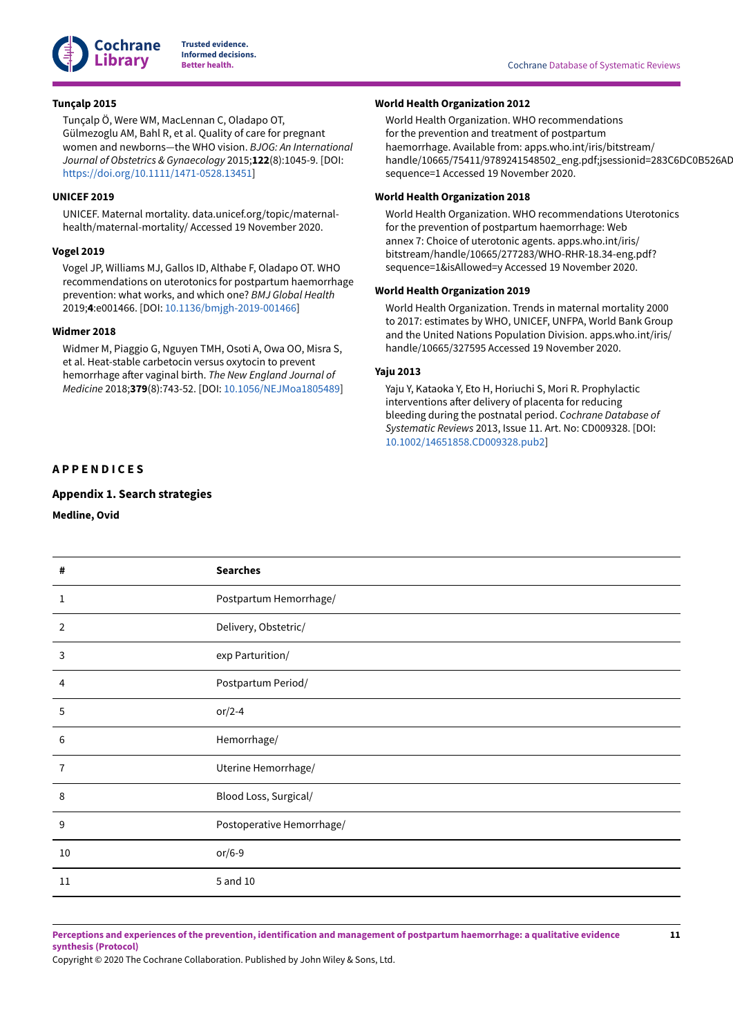**Tunçalp 2015**

Tunçalp Ö, Were WM, MacLennan C, Oladapo OT, Gülmezoglu AM, Bahl R, et al. Quality of care for pregnant women and newborns—the WHO vision. *BJOG: An International Journal of Obstetrics & Gynaecology* 2015;**122**(8):1045-9. [DOI: https://doi.org/10.1111/1471-0528.13451]

**UNICEF 2019**

UNICEF. Maternal mortality. data.unicef.org/topic/maternal-health/maternal-mortality/ Accessed 19 November 2020.

**Vogel 2019**

Vogel JP, Williams MJ, Gallos ID, Althabe F, Oladapo OT. WHO recommendations on uterotonics for postpartum haemorrhage prevention: what works, and which one? *BMJ Global Health* 2019;**4**:e001466. [DOI: 10.1136/bmjgh-2019-001466]

**Widmer 2018**

Widmer M, Piaggio G, Nguyen TMH, Osoti A, Owa OO, Misra S, et al. Heat-stable carbetocin versus oxytocin to prevent hemorrhage after vaginal birth. *The New England Journal of Medicine* 2018;**379**(8):743-52. [DOI: 10.1056/NEJMoa1805489]

**World Health Organization 2012**

World Health Organization. WHO recommendations for the prevention and treatment of postpartum haemorrhage. Available from: apps.who.int/iris/bitstream/handle/10665/75411/9789241548502_eng.pdf;jsessionid=283C6DC0B526AD sequence=1 Accessed 19 November 2020.

**World Health Organization 2018**

World Health Organization. WHO recommendations Uterotonics for the prevention of postpartum haemorrhage: Web annex 7: Choice of uterotonic agents. apps.who.int/iris/bitstream/handle/10665/277283/WHO-RHR-18.34-eng.pdf?sequence=1&isAllowed=y Accessed 19 November 2020.

**World Health Organization 2019**

World Health Organization. Trends in maternal mortality 2000 to 2017: estimates by WHO, UNICEF, UNFPA, World Bank Group and the United Nations Population Division. apps.who.int/iris/handle/10665/327595 Accessed 19 November 2020.

**Yaju 2013**

Yaju Y, Kataoka Y, Eto H, Horiuchi S, Mori R. Prophylactic interventions after delivery of placenta for reducing bleeding during the postnatal period. *Cochrane Database of Systematic Reviews* 2013, Issue 11. Art. No: CD009328. [DOI: 10.1002/14651858.CD009328.pub2]

# APPENDICES

## Appendix 1. Search strategies

### Medline, Ovid

| # | Searches |
|---|---|
| 1 | Postpartum Hemorrhage/ |
| 2 | Delivery, Obstetric/ |
| 3 | exp Parturition/ |
| 4 | Postpartum Period/ |
| 5 | or/2-4 |
| 6 | Hemorrhage/ |
| 7 | Uterine Hemorrhage/ |
| 8 | Blood Loss, Surgical/ |
| 9 | Postoperative Hemorrhage/ |
| 10 | or/6-9 |
| 11 | 5 and 10 |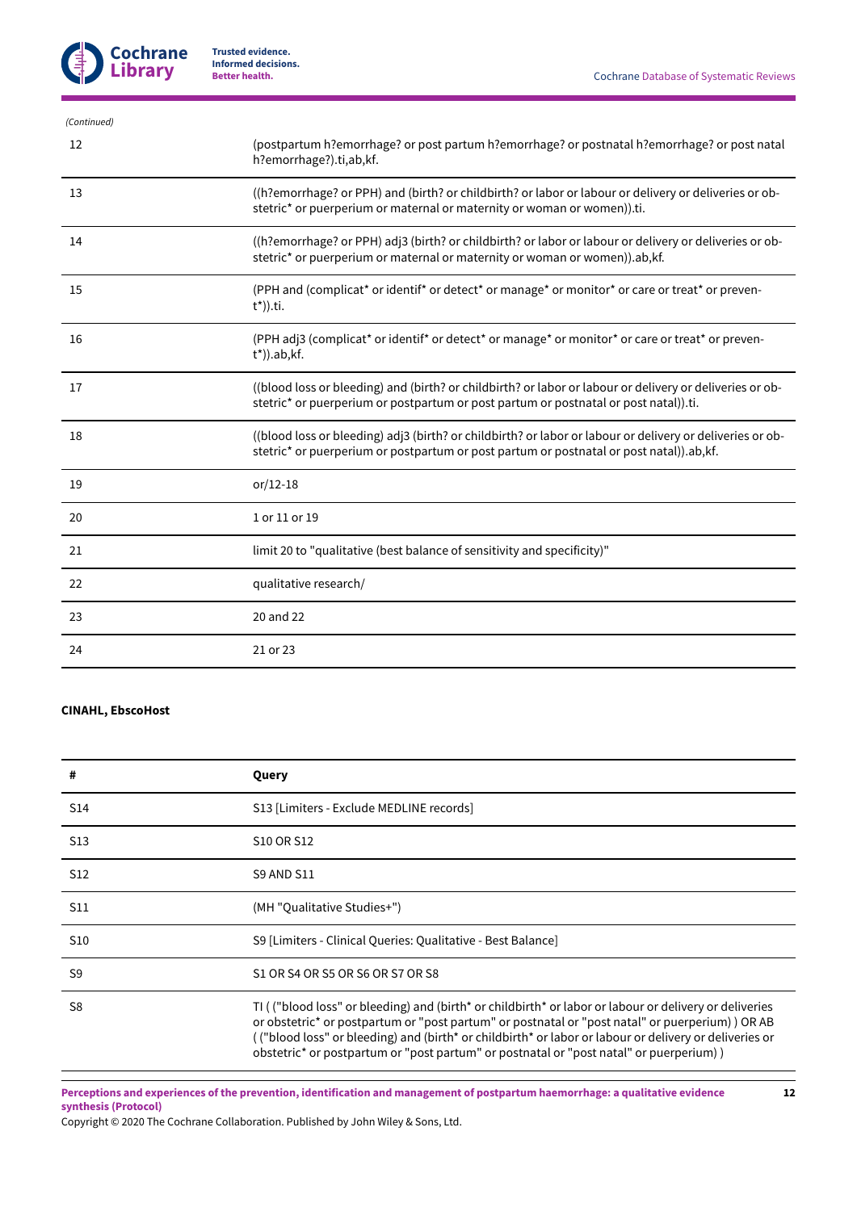*(Continued)*

| | |
|---|---|
| 12 | (postpartum h?emorrhage? or post partum h?emorrhage? or postnatal h?emorrhage? or post natal h?emorrhage?).ti,ab,kf. |
| 13 | ((h?emorrhage? or PPH) and (birth? or childbirth? or labor or labour or delivery or deliveries or obstetric* or puerperium or maternal or maternity or woman or women)).ti. |
| 14 | ((h?emorrhage? or PPH) adj3 (birth? or childbirth? or labor or labour or delivery or deliveries or obstetric* or puerperium or maternal or maternity or woman or women)).ab,kf. |
| 15 | (PPH and (complicat* or identif* or detect* or manage* or monitor* or care or treat* or prevent*)).ti. |
| 16 | (PPH adj3 (complicat* or identif* or detect* or manage* or monitor* or care or treat* or prevent*)).ab,kf. |
| 17 | ((blood loss or bleeding) and (birth? or childbirth? or labor or labour or delivery or deliveries or obstetric* or puerperium or postpartum or post partum or postnatal or post natal)).ti. |
| 18 | ((blood loss or bleeding) adj3 (birth? or childbirth? or labor or labour or delivery or deliveries or obstetric* or puerperium or postpartum or post partum or postnatal or post natal)).ab,kf. |
| 19 | or/12-18 |
| 20 | 1 or 11 or 19 |
| 21 | limit 20 to "qualitative (best balance of sensitivity and specificity)" |
| 22 | qualitative research/ |
| 23 | 20 and 22 |
| 24 | 21 or 23 |

**CINAHL, EbscoHost**

| # | Query |
|---|---|
| S14 | S13 [Limiters - Exclude MEDLINE records] |
| S13 | S10 OR S12 |
| S12 | S9 AND S11 |
| S11 | (MH "Qualitative Studies+") |
| S10 | S9 [Limiters - Clinical Queries: Qualitative - Best Balance] |
| S9 | S1 OR S4 OR S5 OR S6 OR S7 OR S8 |
| S8 | TI ( ("blood loss" or bleeding) and (birth* or childbirth* or labor or labour or delivery or deliveries or obstetric* or postpartum or "post partum" or postnatal or "post natal" or puerperium) ) OR AB ( ("blood loss" or bleeding) and (birth* or childbirth* or labor or labour or delivery or deliveries or obstetric* or postpartum or "post partum" or postnatal or "post natal" or puerperium) ) |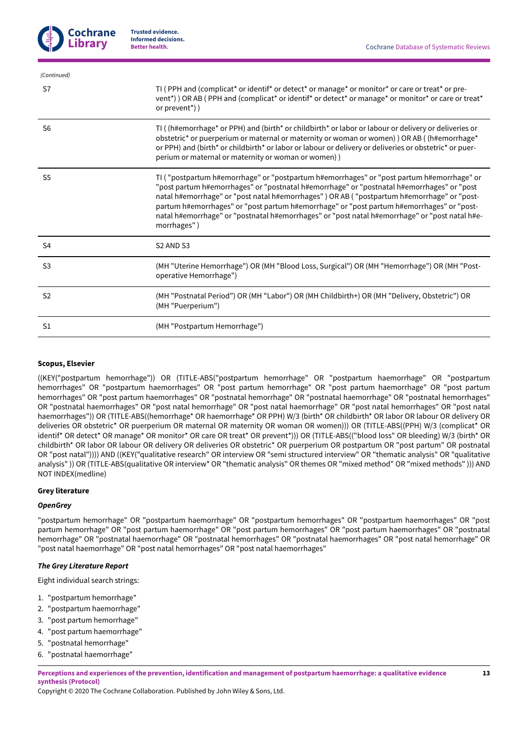*(Continued)*

| | |
|---|---|
| S7 | TI ( PPH and (complicat* or identif* or detect* or manage* or monitor* or care or treat* or prevent*) ) OR AB ( PPH and (complicat* or identif* or detect* or manage* or monitor* or care or treat* or prevent*) ) |
| S6 | TI ( (h#emorrhage* or PPH) and (birth* or childbirth* or labor or labour or delivery or deliveries or obstetric* or puerperium or maternal or maternity or woman or women) ) OR AB ( (h#emorrhage* or PPH) and (birth* or childbirth* or labor or labour or delivery or deliveries or obstetric* or puerperium or maternal or maternity or woman or women) ) |
| S5 | TI ( "postpartum h#emorrhage" or "postpartum h#emorrhages" or "post partum h#emorrhage" or "post partum h#emorrhages" or "postnatal h#emorrhage" or "postnatal h#emorrhages" or "post natal h#emorrhage" or "post natal h#emorrhages" ) OR AB ( "postpartum h#emorrhage" or "postpartum h#emorrhages" or "post partum h#emorrhage" or "post partum h#emorrhages" or "postnatal h#emorrhage" or "postnatal h#emorrhages" or "post natal h#emorrhage" or "post natal h#emorrhages" ) |
| S4 | S2 AND S3 |
| S3 | (MH "Uterine Hemorrhage") OR (MH "Blood Loss, Surgical") OR (MH "Hemorrhage") OR (MH "Postoperative Hemorrhage") |
| S2 | (MH "Postnatal Period") OR (MH "Labor") OR (MH Childbirth+) OR (MH "Delivery, Obstetric") OR (MH "Puerperium") |
| S1 | (MH "Postpartum Hemorrhage") |

**Scopus, Elsevier**

((KEY("postpartum hemorrhage")) OR (TITLE-ABS("postpartum hemorrhage" OR "postpartum haemorrhage" OR "postpartum hemorrhages" OR "postpartum haemorrhages" OR "post partum hemorrhage" OR "post partum haemorrhage" OR "post partum hemorrhages" OR "post partum haemorrhages" OR "postnatal hemorrhage" OR "postnatal haemorrhage" OR "postnatal hemorrhages" OR "postnatal haemorrhages" OR "post natal hemorrhage" OR "post natal haemorrhage" OR "post natal hemorrhages" OR "post natal haemorrhages")) OR (TITLE-ABS((hemorrhage* OR haemorrhage* OR PPH) W/3 (birth* OR childbirth* OR labor OR labour OR delivery OR deliveries OR obstetric* OR puerperium OR maternal OR maternity OR woman OR women))) OR (TITLE-ABS((PPH) W/3 (complicat* OR identif* OR detect* OR manage* OR monitor* OR care OR treat* OR prevent*))) OR (TITLE-ABS(("blood loss" OR bleeding) W/3 (birth* OR childbirth* OR labor OR labour OR delivery OR deliveries OR obstetric* OR puerperium OR postpartum OR "post partum" OR postnatal OR "post natal")))) AND ((KEY("qualitative research" OR interview OR "semi structured interview" OR "thematic analysis" OR "qualitative analysis" )) OR (TITLE-ABS(qualitative OR interview* OR "thematic analysis" OR themes OR "mixed method" OR "mixed methods" ))) AND NOT INDEX(medline)

**Grey literature**

***OpenGrey***

"postpartum hemorrhage" OR "postpartum haemorrhage" OR "postpartum hemorrhages" OR "postpartum haemorrhages" OR "post partum hemorrhage" OR "post partum haemorrhage" OR "post partum hemorrhages" OR "post partum haemorrhages" OR "postnatal hemorrhage" OR "postnatal haemorrhage" OR "postnatal hemorrhages" OR "postnatal haemorrhages" OR "post natal hemorrhage" OR "post natal haemorrhage" OR "post natal hemorrhages" OR "post natal haemorrhages"

***The Grey Literature Report***

Eight individual search strings:

1. "postpartum hemorrhage"
2. "postpartum haemorrhage"
3. "post partum hemorrhage"
4. "post partum haemorrhage"
5. "postnatal hemorrhage"
6. "postnatal haemorrhage"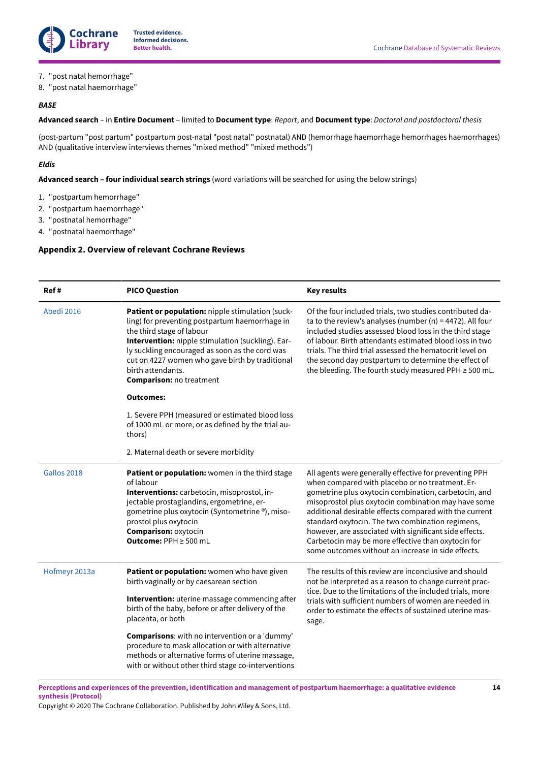7. "post natal hemorrhage"
8. "post natal haemorrhage"

***BASE***

**Advanced search** – in **Entire Document** – limited to **Document type**: *Report*, and **Document type**: *Doctoral and postdoctoral thesis*

(post-partum "post partum" postpartum post-natal "post natal" postnatal) AND (hemorrhage haemorrhage hemorrhages haemorrhages) AND (qualitative interview interviews themes "mixed method" "mixed methods")

***Eldis***

**Advanced search – four individual search strings** (word variations will be searched for using the below strings)

1. "postpartum hemorrhage"
2. "postpartum haemorrhage"
3. "postnatal hemorrhage"
4. "postnatal haemorrhage"

### Appendix 2. Overview of relevant Cochrane Reviews

| Ref # | PICO Question | Key results |
|---|---|---|
| Abedi 2016 | **Patient or population:** nipple stimulation (suckling) for preventing postpartum haemorrhage in the third stage of labour<br>**Intervention:** nipple stimulation (suckling). Early suckling encouraged as soon as the cord was cut on 4227 women who gave birth by traditional birth attendants.<br>**Comparison:** no treatment<br><br>**Outcomes:**<br><br>1. Severe PPH (measured or estimated blood loss of 1000 mL or more, or as defined by the trial authors)<br><br>2. Maternal death or severe morbidity | Of the four included trials, two studies contributed data to the review's analyses (number (n) = 4472). All four included studies assessed blood loss in the third stage of labour. Birth attendants estimated blood loss in two trials. The third trial assessed the hematocrit level on the second day postpartum to determine the effect of the bleeding. The fourth study measured PPH ≥ 500 mL. |
| Gallos 2018 | **Patient or population:** women in the third stage of labour<br>**Interventions:** carbetocin, misoprostol, injectable prostaglandins, ergometrine, ergometrine plus oxytocin (Syntometrine ®), misoprostol plus oxytocin<br>**Comparison:** oxytocin<br>**Outcome:** PPH ≥ 500 mL | All agents were generally effective for preventing PPH when compared with placebo or no treatment. Ergometrine plus oxytocin combination, carbetocin, and misoprostol plus oxytocin combination may have some additional desirable effects compared with the current standard oxytocin. The two combination regimens, however, are associated with significant side effects. Carbetocin may be more effective than oxytocin for some outcomes without an increase in side effects. |
| Hofmeyr 2013a | **Patient or population:** women who have given birth vaginally or by caesarean section<br><br>**Intervention:** uterine massage commencing after birth of the baby, before or after delivery of the placenta, or both<br><br>**Comparisons**: with no intervention or a 'dummy' procedure to mask allocation or with alternative methods or alternative forms of uterine massage, with or without other third stage co-interventions | The results of this review are inconclusive and should not be interpreted as a reason to change current practice. Due to the limitations of the included trials, more trials with sufficient numbers of women are needed in order to estimate the effects of sustained uterine massage. |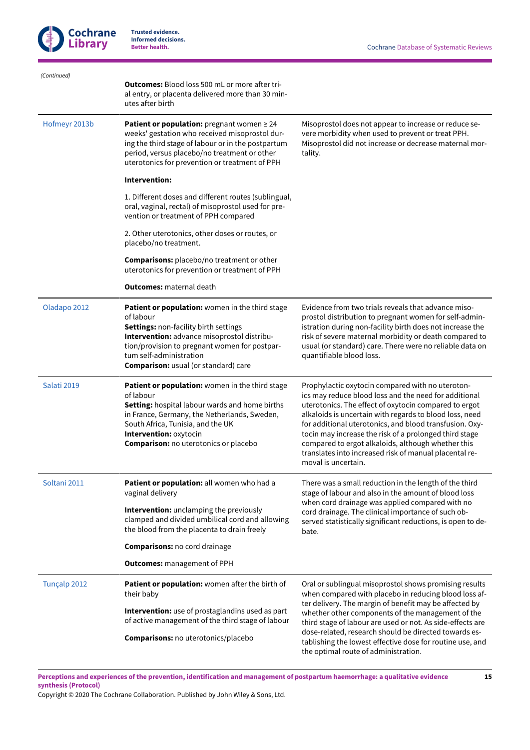*(Continued)*

| | | |
|---|---|---|
| | **Outcomes:** Blood loss 500 mL or more after trial entry, or placenta delivered more than 30 minutes after birth | |
| Hofmeyr 2013b | **Patient or population:** pregnant women ≥ 24 weeks' gestation who received misoprostol during the third stage of labour or in the postpartum period, versus placebo/no treatment or other uterotonics for prevention or treatment of PPH<br><br>**Intervention:**<br><br>1. Different doses and different routes (sublingual, oral, vaginal, rectal) of misoprostol used for prevention or treatment of PPH compared<br><br>2. Other uterotonics, other doses or routes, or placebo/no treatment.<br><br>**Comparisons:** placebo/no treatment or other uterotonics for prevention or treatment of PPH<br><br>**Outcomes:** maternal death | Misoprostol does not appear to increase or reduce severe morbidity when used to prevent or treat PPH. Misoprostol did not increase or decrease maternal mortality. |
| Oladapo 2012 | **Patient or population:** women in the third stage of labour<br>**Settings:** non-facility birth settings<br>**Intervention:** advance misoprostol distribution/provision to pregnant women for postpartum self-administration<br>**Comparison:** usual (or standard) care | Evidence from two trials reveals that advance misoprostol distribution to pregnant women for self-administration during non-facility birth does not increase the risk of severe maternal morbidity or death compared to usual (or standard) care. There were no reliable data on quantifiable blood loss. |
| Salati 2019 | **Patient or population:** women in the third stage of labour<br>**Setting:** hospital labour wards and home births in France, Germany, the Netherlands, Sweden, South Africa, Tunisia, and the UK<br>**Intervention:** oxytocin<br>**Comparison:** no uterotonics or placebo | Prophylactic oxytocin compared with no uterotonics may reduce blood loss and the need for additional uterotonics. The effect of oxytocin compared to ergot alkaloids is uncertain with regards to blood loss, need for additional uterotonics, and blood transfusion. Oxytocin may increase the risk of a prolonged third stage compared to ergot alkaloids, although whether this translates into increased risk of manual placental removal is uncertain. |
| Soltani 2011 | **Patient or population:** all women who had a vaginal delivery<br><br>**Intervention:** unclamping the previously clamped and divided umbilical cord and allowing the blood from the placenta to drain freely<br><br>**Comparisons:** no cord drainage<br><br>**Outcomes:** management of PPH | There was a small reduction in the length of the third stage of labour and also in the amount of blood loss when cord drainage was applied compared with no cord drainage. The clinical importance of such observed statistically significant reductions, is open to debate. |
| Tunçalp 2012 | **Patient or population:** women after the birth of their baby<br><br>**Intervention:** use of prostaglandins used as part of active management of the third stage of labour<br><br>**Comparisons:** no uterotonics/placebo | Oral or sublingual misoprostol shows promising results when compared with placebo in reducing blood loss after delivery. The margin of benefit may be affected by whether other components of the management of the third stage of labour are used or not. As side-effects are dose-related, research should be directed towards establishing the lowest effective dose for routine use, and the optimal route of administration. |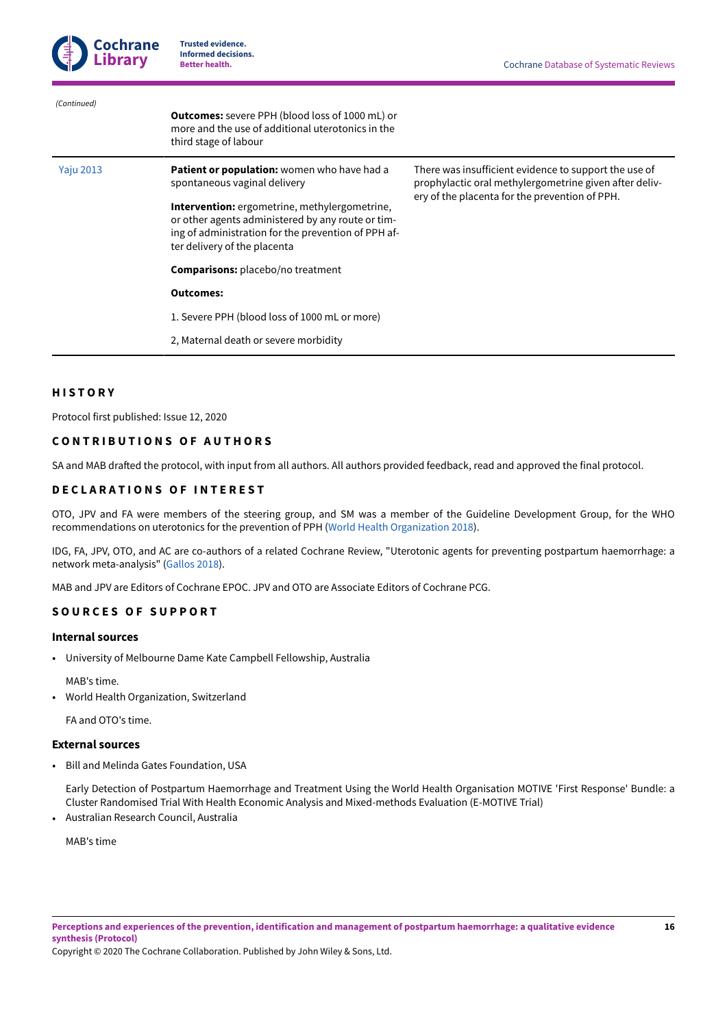*(Continued)*

| | | |
|---|---|---|
| | **Outcomes:** severe PPH (blood loss of 1000 mL) or more and the use of additional uterotonics in the third stage of labour | |
| Yaju 2013 | **Patient or population:** women who have had a spontaneous vaginal delivery<br><br>**Intervention:** ergometrine, methylergometrine, or other agents administered by any route or timing of administration for the prevention of PPH after delivery of the placenta<br><br>**Comparisons:** placebo/no treatment<br><br>**Outcomes:**<br><br>1. Severe PPH (blood loss of 1000 mL or more)<br><br>2, Maternal death or severe morbidity | There was insufficient evidence to support the use of prophylactic oral methylergometrine given after delivery of the placenta for the prevention of PPH. |

## HISTORY

Protocol first published: Issue 12, 2020

## CONTRIBUTIONS OF AUTHORS

SA and MAB drafted the protocol, with input from all authors. All authors provided feedback, read and approved the final protocol.

## DECLARATIONS OF INTEREST

OTO, JPV and FA were members of the steering group, and SM was a member of the Guideline Development Group, for the WHO recommendations on uterotonics for the prevention of PPH (World Health Organization 2018).

IDG, FA, JPV, OTO, and AC are co-authors of a related Cochrane Review, "Uterotonic agents for preventing postpartum haemorrhage: a network meta-analysis" (Gallos 2018).

MAB and JPV are Editors of Cochrane EPOC. JPV and OTO are Associate Editors of Cochrane PCG.

## SOURCES OF SUPPORT

### Internal sources

- University of Melbourne Dame Kate Campbell Fellowship, Australia

  MAB's time.

- World Health Organization, Switzerland

  FA and OTO's time.

### External sources

- Bill and Melinda Gates Foundation, USA

  Early Detection of Postpartum Haemorrhage and Treatment Using the World Health Organisation MOTIVE 'First Response' Bundle: a Cluster Randomised Trial With Health Economic Analysis and Mixed-methods Evaluation (E-MOTIVE Trial)

- Australian Research Council, Australia

  MAB's time